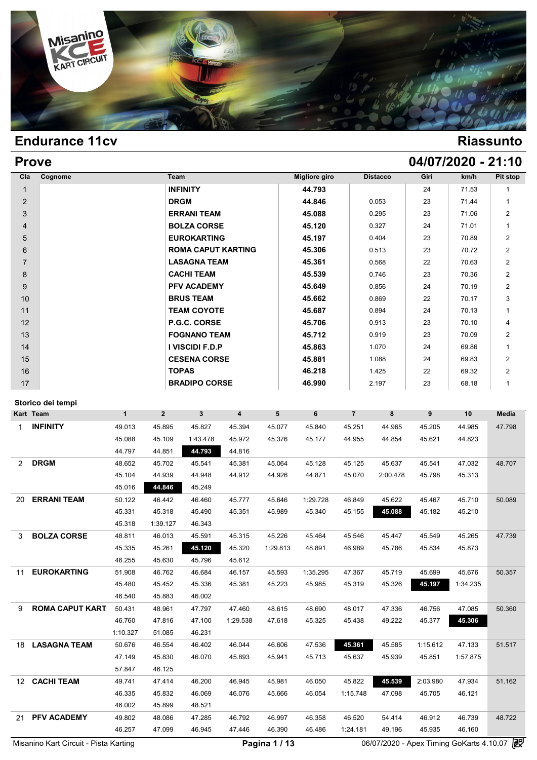# Endurance 11cv

**Riassunto**

## Prove

**04/07/2020 - 21:10**

| Cla | Cognome | Team | Migliore giro | Distacco | Giri | km/h | Pit stop |
|---|---|---|---|---|---|---|---|
| 1 | | **INFINITY** | **44.793** | | 24 | 71.53 | 1 |
| 2 | | **DRGM** | **44.846** | 0.053 | 23 | 71.44 | 1 |
| 3 | | **ERRANI TEAM** | **45.088** | 0.295 | 23 | 71.06 | 2 |
| 4 | | **BOLZA CORSE** | **45.120** | 0.327 | 24 | 71.01 | 1 |
| 5 | | **EUROKARTING** | **45.197** | 0.404 | 23 | 70.89 | 2 |
| 6 | | **ROMA CAPUT KARTING** | **45.306** | 0.513 | 23 | 70.72 | 2 |
| 7 | | **LASAGNA TEAM** | **45.361** | 0.568 | 22 | 70.63 | 2 |
| 8 | | **CACHI TEAM** | **45.539** | 0.746 | 23 | 70.36 | 2 |
| 9 | | **PFV ACADEMY** | **45.649** | 0.856 | 24 | 70.19 | 2 |
| 10 | | **BRUS TEAM** | **45.662** | 0.869 | 22 | 70.17 | 3 |
| 11 | | **TEAM COYOTE** | **45.687** | 0.894 | 24 | 70.13 | 1 |
| 12 | | **P.G.C. CORSE** | **45.706** | 0.913 | 23 | 70.10 | 4 |
| 13 | | **FOGNANO TEAM** | **45.712** | 0.919 | 23 | 70.09 | 2 |
| 14 | | **I VISCIDI F.D.P** | **45.863** | 1.070 | 24 | 69.86 | 1 |
| 15 | | **CESENA CORSE** | **45.881** | 1.088 | 24 | 69.83 | 2 |
| 16 | | **TOPAS** | **46.218** | 1.425 | 22 | 69.32 | 2 |
| 17 | | **BRADIPO CORSE** | **46.990** | 2.197 | 23 | 68.18 | 1 |

### Storico dei tempi

| Kart | Team | 1 | 2 | 3 | 4 | 5 | 6 | 7 | 8 | 9 | 10 | Media |
|---|---|---|---|---|---|---|---|---|---|---|---|---|
| 1 | **INFINITY** | 49.013 | 45.895 | 45.827 | 45.394 | 45.077 | 45.840 | 45.251 | 44.965 | 45.205 | 44.985 | 47.798 |
| | | 45.088 | 45.109 | 1:43.478 | 45.972 | 45.376 | 45.177 | 44.955 | 44.854 | 45.621 | 44.823 | |
| | | 44.797 | 44.851 | **44.793** | 44.816 | | | | | | | |
| 2 | **DRGM** | 48.652 | 45.702 | 45.541 | 45.381 | 45.064 | 45.128 | 45.125 | 45.637 | 45.541 | 47.032 | 48.707 |
| | | 45.104 | 44.939 | 44.948 | 44.912 | 44.926 | 44.871 | 45.070 | 2:00.478 | 45.798 | 45.313 | |
| | | 45.016 | **44.846** | 45.249 | | | | | | | | |
| 20 | **ERRANI TEAM** | 50.122 | 46.442 | 46.460 | 45.777 | 45.646 | 1:29.728 | 46.849 | 45.622 | 45.467 | 45.710 | 50.089 |
| | | 45.331 | 45.318 | 45.490 | 45.351 | 45.989 | 45.340 | 45.155 | **45.088** | 45.182 | 45.210 | |
| | | 45.318 | 1:39.127 | 46.343 | | | | | | | | |
| 3 | **BOLZA CORSE** | 48.811 | 46.013 | 45.591 | 45.315 | 45.226 | 45.464 | 45.546 | 45.447 | 45.549 | 45.265 | 47.739 |
| | | 45.335 | 45.261 | **45.120** | 45.320 | 1:29.813 | 48.891 | 46.989 | 45.786 | 45.834 | 45.873 | |
| | | 46.255 | 45.630 | 45.796 | 45.612 | | | | | | | |
| 11 | **EUROKARTING** | 51.908 | 46.762 | 46.684 | 46.157 | 45.593 | 1:35.295 | 47.367 | 45.719 | 45.699 | 45.676 | 50.357 |
| | | 45.480 | 45.452 | 45.336 | 45.381 | 45.223 | 45.985 | 45.319 | 45.326 | **45.197** | 1:34.235 | |
| | | 46.540 | 45.883 | 46.002 | | | | | | | | |
| 9 | **ROMA CAPUT KART** | 50.431 | 48.961 | 47.797 | 47.460 | 48.615 | 48.690 | 48.017 | 47.336 | 46.756 | 47.085 | 50.360 |
| | | 46.760 | 47.816 | 47.100 | 1:29.538 | 47.618 | 45.325 | 45.438 | 49.222 | 45.377 | **45.306** | |
| | | 1:10.327 | 51.085 | 46.231 | | | | | | | | |
| 18 | **LASAGNA TEAM** | 50.676 | 46.554 | 46.402 | 46.044 | 46.606 | 47.536 | **45.361** | 45.585 | 1:15.612 | 47.133 | 51.517 |
| | | 47.149 | 45.830 | 46.070 | 45.893 | 45.941 | 45.713 | 45.637 | 45.939 | 45.851 | 1:57.875 | |
| | | 57.847 | 46.125 | | | | | | | | | |
| 12 | **CACHI TEAM** | 49.741 | 47.414 | 46.200 | 46.945 | 45.981 | 46.050 | 45.822 | **45.539** | 2:03.980 | 47.934 | 51.162 |
| | | 46.335 | 45.832 | 46.069 | 46.076 | 45.666 | 46.054 | 1:15.748 | 47.098 | 45.705 | 46.121 | |
| | | 46.002 | 45.899 | 48.521 | | | | | | | | |
| 21 | **PFV ACADEMY** | 49.802 | 48.086 | 47.285 | 46.792 | 46.997 | 46.358 | 46.520 | 54.414 | 46.912 | 46.739 | 48.722 |
| | | 46.257 | 47.099 | 46.945 | 47.446 | 46.390 | 46.486 | 1:24.181 | 49.196 | 45.935 | 46.160 | |

Misanino Kart Circuit - Pista Karting

06/07/2020 - Apex Timing GoKarts 4.10.07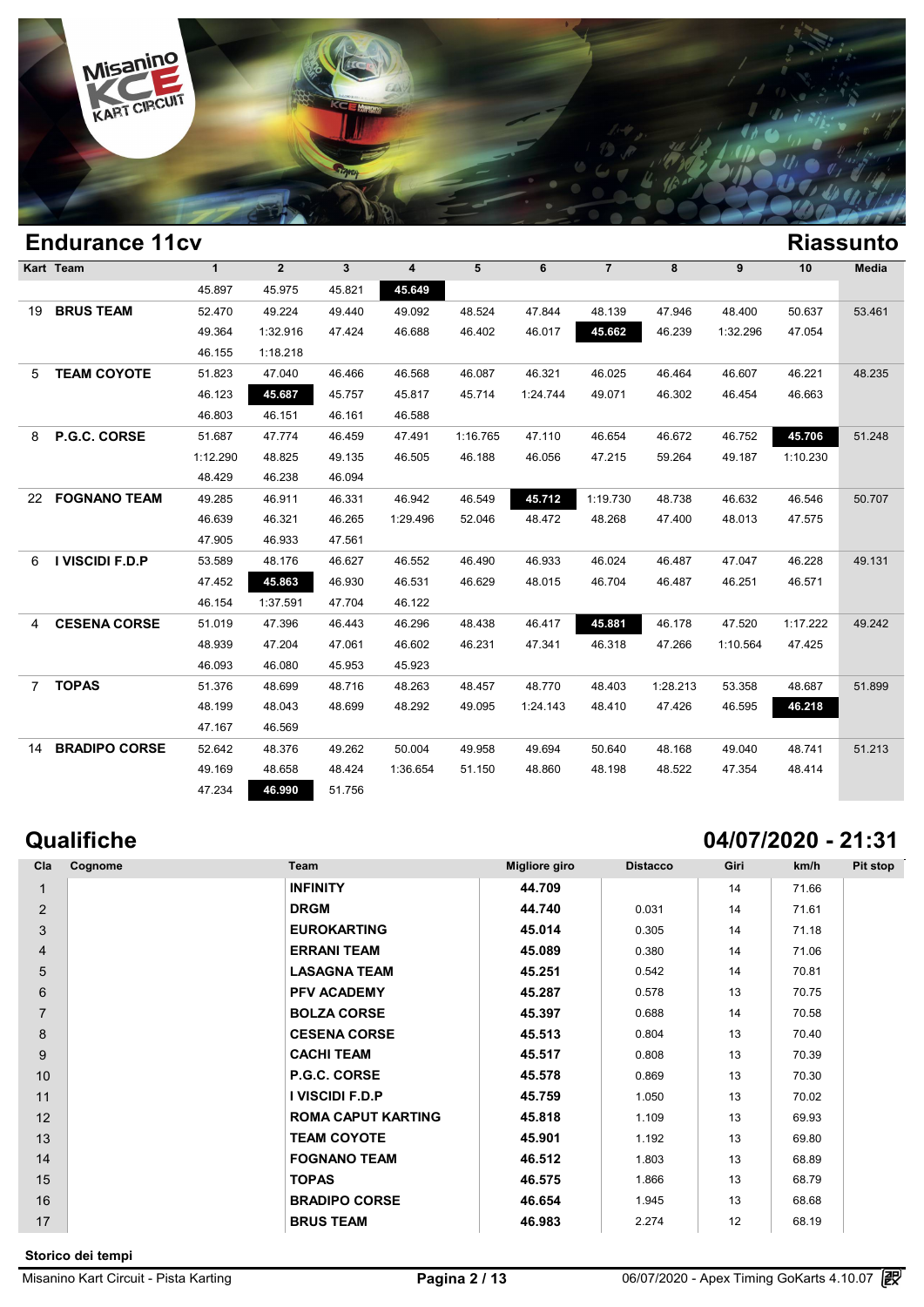## Endurance 11cv

## Riassunto

| Kart | Team | 1 | 2 | 3 | 4 | 5 | 6 | 7 | 8 | 9 | 10 | Media |
|---|---|---|---|---|---|---|---|---|---|---|---|---|
| | | 45.897 | 45.975 | 45.821 | **45.649** | | | | | | | |
| 19 | **BRUS TEAM** | 52.470 | 49.224 | 49.440 | 49.092 | 48.524 | 47.844 | 48.139 | 47.946 | 48.400 | 50.637 | 53.461 |
| | | 49.364 | 1:32.916 | 47.424 | 46.688 | 46.402 | 46.017 | **45.662** | 46.239 | 1:32.296 | 47.054 | |
| | | 46.155 | 1:18.218 | | | | | | | | | |
| 5 | **TEAM COYOTE** | 51.823 | 47.040 | 46.466 | 46.568 | 46.087 | 46.321 | 46.025 | 46.464 | 46.607 | 46.221 | 48.235 |
| | | 46.123 | **45.687** | 45.757 | 45.817 | 45.714 | 1:24.744 | 49.071 | 46.302 | 46.454 | 46.663 | |
| | | 46.803 | 46.151 | 46.161 | 46.588 | | | | | | | |
| 8 | **P.G.C. CORSE** | 51.687 | 47.774 | 46.459 | 47.491 | 1:16.765 | 47.110 | 46.654 | 46.672 | 46.752 | **45.706** | 51.248 |
| | | 1:12.290 | 48.825 | 49.135 | 46.505 | 46.188 | 46.056 | 47.215 | 59.264 | 49.187 | 1:10.230 | |
| | | 48.429 | 46.238 | 46.094 | | | | | | | | |
| 22 | **FOGNANO TEAM** | 49.285 | 46.911 | 46.331 | 46.942 | 46.549 | **45.712** | 1:19.730 | 48.738 | 46.632 | 46.546 | 50.707 |
| | | 46.639 | 46.321 | 46.265 | 1:29.496 | 52.046 | 48.472 | 48.268 | 47.400 | 48.013 | 47.575 | |
| | | 47.905 | 46.933 | 47.561 | | | | | | | | |
| 6 | **I VISCIDI F.D.P** | 53.589 | 48.176 | 46.627 | 46.552 | 46.490 | 46.933 | 46.024 | 46.487 | 47.047 | 46.228 | 49.131 |
| | | 47.452 | **45.863** | 46.930 | 46.531 | 46.629 | 48.015 | 46.704 | 46.487 | 46.251 | 46.571 | |
| | | 46.154 | 1:37.591 | 47.704 | 46.122 | | | | | | | |
| 4 | **CESENA CORSE** | 51.019 | 47.396 | 46.443 | 46.296 | 48.438 | 46.417 | **45.881** | 46.178 | 47.520 | 1:17.222 | 49.242 |
| | | 48.939 | 47.204 | 47.061 | 46.602 | 46.231 | 47.341 | 46.318 | 47.266 | 1:10.564 | 47.425 | |
| | | 46.093 | 46.080 | 45.953 | 45.923 | | | | | | | |
| 7 | **TOPAS** | 51.376 | 48.699 | 48.716 | 48.263 | 48.457 | 48.770 | 48.403 | 1:28.213 | 53.358 | 48.687 | 51.899 |
| | | 48.199 | 48.043 | 48.699 | 48.292 | 49.095 | 1:24.143 | 48.410 | 47.426 | 46.595 | **46.218** | |
| | | 47.167 | 46.569 | | | | | | | | | |
| 14 | **BRADIPO CORSE** | 52.642 | 48.376 | 49.262 | 50.004 | 49.958 | 49.694 | 50.640 | 48.168 | 49.040 | 48.741 | 51.213 |
| | | 49.169 | 48.658 | 48.424 | 1:36.654 | 51.150 | 48.860 | 48.198 | 48.522 | 47.354 | 48.414 | |
| | | 47.234 | **46.990** | 51.756 | | | | | | | | |

## Qualifiche

## 04/07/2020 - 21:31

| Cla | Cognome | Team | Migliore giro | Distacco | Giri | km/h | Pit stop |
|---|---|---|---|---|---|---|---|
| 1 | | **INFINITY** | **44.709** | | 14 | 71.66 | |
| 2 | | **DRGM** | **44.740** | 0.031 | 14 | 71.61 | |
| 3 | | **EUROKARTING** | **45.014** | 0.305 | 14 | 71.18 | |
| 4 | | **ERRANI TEAM** | **45.089** | 0.380 | 14 | 71.06 | |
| 5 | | **LASAGNA TEAM** | **45.251** | 0.542 | 14 | 70.81 | |
| 6 | | **PFV ACADEMY** | **45.287** | 0.578 | 13 | 70.75 | |
| 7 | | **BOLZA CORSE** | **45.397** | 0.688 | 14 | 70.58 | |
| 8 | | **CESENA CORSE** | **45.513** | 0.804 | 13 | 70.40 | |
| 9 | | **CACHI TEAM** | **45.517** | 0.808 | 13 | 70.39 | |
| 10 | | **P.G.C. CORSE** | **45.578** | 0.869 | 13 | 70.30 | |
| 11 | | **I VISCIDI F.D.P** | **45.759** | 1.050 | 13 | 70.02 | |
| 12 | | **ROMA CAPUT KARTING** | **45.818** | 1.109 | 13 | 69.93 | |
| 13 | | **TEAM COYOTE** | **45.901** | 1.192 | 13 | 69.80 | |
| 14 | | **FOGNANO TEAM** | **46.512** | 1.803 | 13 | 68.89 | |
| 15 | | **TOPAS** | **46.575** | 1.866 | 13 | 68.79 | |
| 16 | | **BRADIPO CORSE** | **46.654** | 1.945 | 13 | 68.68 | |
| 17 | | **BRUS TEAM** | **46.983** | 2.274 | 12 | 68.19 | |

**Storico dei tempi**

Misanino Kart Circuit - Pista Karting | 06/07/2020 - Apex Timing GoKarts 4.10.07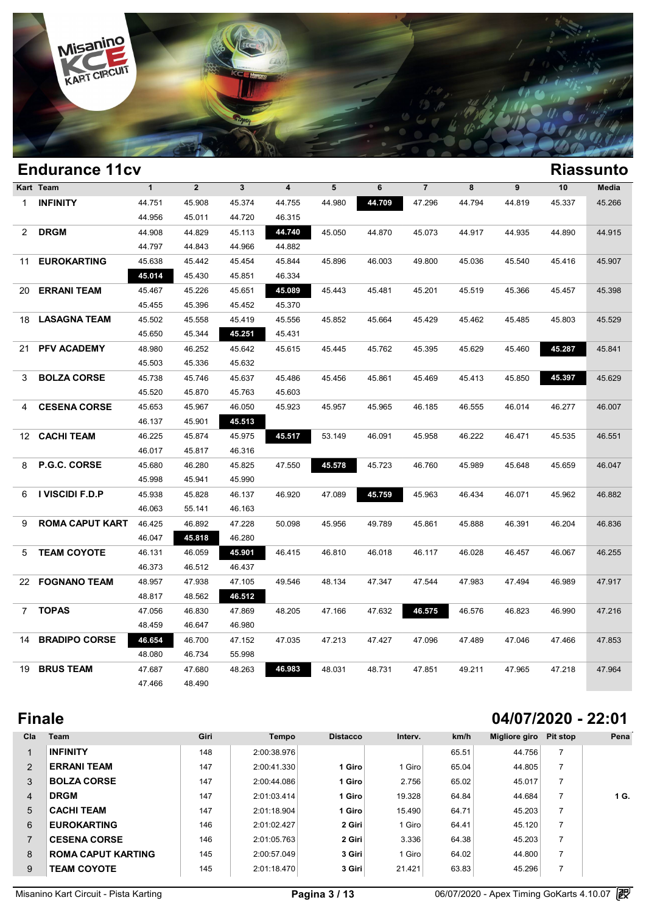## Endurance 11cv

## Riassunto

| Kart | Team | 1 | 2 | 3 | 4 | 5 | 6 | 7 | 8 | 9 | 10 | Media |
|---|---|---|---|---|---|---|---|---|---|---|---|---|
| 1 | **INFINITY** | 44.751 | 45.908 | 45.374 | 44.755 | 44.980 | **44.709** | 47.296 | 44.794 | 44.819 | 45.337 | 45.266 |
| | | 44.956 | 45.011 | 44.720 | 46.315 | | | | | | | |
| 2 | **DRGM** | 44.908 | 44.829 | 45.113 | **44.740** | 45.050 | 44.870 | 45.073 | 44.917 | 44.935 | 44.890 | 44.915 |
| | | 44.797 | 44.843 | 44.966 | 44.882 | | | | | | | |
| 11 | **EUROKARTING** | 45.638 | 45.442 | 45.454 | 45.844 | 45.896 | 46.003 | 49.800 | 45.036 | 45.540 | 45.416 | 45.907 |
| | | **45.014** | 45.430 | 45.851 | 46.334 | | | | | | | |
| 20 | **ERRANI TEAM** | 45.467 | 45.226 | 45.651 | **45.089** | 45.443 | 45.481 | 45.201 | 45.519 | 45.366 | 45.457 | 45.398 |
| | | 45.455 | 45.396 | 45.452 | 45.370 | | | | | | | |
| 18 | **LASAGNA TEAM** | 45.502 | 45.558 | 45.419 | 45.556 | 45.852 | 45.664 | 45.429 | 45.462 | 45.485 | 45.803 | 45.529 |
| | | 45.650 | 45.344 | **45.251** | 45.431 | | | | | | | |
| 21 | **PFV ACADEMY** | 48.980 | 46.252 | 45.642 | 45.615 | 45.445 | 45.762 | 45.395 | 45.629 | 45.460 | **45.287** | 45.841 |
| | | 45.503 | 45.336 | 45.632 | | | | | | | | |
| 3 | **BOLZA CORSE** | 45.738 | 45.746 | 45.637 | 45.486 | 45.456 | 45.861 | 45.469 | 45.413 | 45.850 | **45.397** | 45.629 |
| | | 45.520 | 45.870 | 45.763 | 45.603 | | | | | | | |
| 4 | **CESENA CORSE** | 45.653 | 45.967 | 46.050 | 45.923 | 45.957 | 45.965 | 46.185 | 46.555 | 46.014 | 46.277 | 46.007 |
| | | 46.137 | 45.901 | **45.513** | | | | | | | | |
| 12 | **CACHI TEAM** | 46.225 | 45.874 | 45.975 | **45.517** | 53.149 | 46.091 | 45.958 | 46.222 | 46.471 | 45.535 | 46.551 |
| | | 46.017 | 45.817 | 46.316 | | | | | | | | |
| 8 | **P.G.C. CORSE** | 45.680 | 46.280 | 45.825 | 47.550 | **45.578** | 45.723 | 46.760 | 45.989 | 45.648 | 45.659 | 46.047 |
| | | 45.998 | 45.941 | 45.990 | | | | | | | | |
| 6 | **I VISCIDI F.D.P** | 45.938 | 45.828 | 46.137 | 46.920 | 47.089 | **45.759** | 45.963 | 46.434 | 46.071 | 45.962 | 46.882 |
| | | 46.063 | 55.141 | 46.163 | | | | | | | | |
| 9 | **ROMA CAPUT KART** | 46.425 | 46.892 | 47.228 | 50.098 | 45.956 | 49.789 | 45.861 | 45.888 | 46.391 | 46.204 | 46.836 |
| | | 46.047 | **45.818** | 46.280 | | | | | | | | |
| 5 | **TEAM COYOTE** | 46.131 | 46.059 | **45.901** | 46.415 | 46.810 | 46.018 | 46.117 | 46.028 | 46.457 | 46.067 | 46.255 |
| | | 46.373 | 46.512 | 46.437 | | | | | | | | |
| 22 | **FOGNANO TEAM** | 48.957 | 47.938 | 47.105 | 49.546 | 48.134 | 47.347 | 47.544 | 47.983 | 47.494 | 46.989 | 47.917 |
| | | 48.817 | 48.562 | **46.512** | | | | | | | | |
| 7 | **TOPAS** | 47.056 | 46.830 | 47.869 | 48.205 | 47.166 | 47.632 | **46.575** | 46.576 | 46.823 | 46.990 | 47.216 |
| | | 48.459 | 46.647 | 46.980 | | | | | | | | |
| 14 | **BRADIPO CORSE** | **46.654** | 46.700 | 47.152 | 47.035 | 47.213 | 47.427 | 47.096 | 47.489 | 47.046 | 47.466 | 47.853 |
| | | 48.080 | 46.734 | 55.998 | | | | | | | | |
| 19 | **BRUS TEAM** | 47.687 | 47.680 | 48.263 | **46.983** | 48.031 | 48.731 | 47.851 | 49.211 | 47.965 | 47.218 | 47.964 |
| | | 47.466 | 48.490 | | | | | | | | | |

## Finale

## 04/07/2020 - 22:01

| Cla | Team | Giri | Tempo | Distacco | Interv. | km/h | Migliore giro | Pit stop | Pena |
|---|---|---|---|---|---|---|---|---|---|
| 1 | **INFINITY** | 148 | 2:00:38.976 | | | 65.51 | 44.756 | 7 | |
| 2 | **ERRANI TEAM** | 147 | 2:00:41.330 | **1 Giro** | 1 Giro | 65.04 | 44.805 | 7 | |
| 3 | **BOLZA CORSE** | 147 | 2:00:44.086 | **1 Giro** | 2.756 | 65.02 | 45.017 | 7 | |
| 4 | **DRGM** | 147 | 2:01:03.414 | **1 Giro** | 19.328 | 64.84 | 44.684 | 7 | **1 G.** |
| 5 | **CACHI TEAM** | 147 | 2:01:18.904 | **1 Giro** | 15.490 | 64.71 | 45.203 | 7 | |
| 6 | **EUROKARTING** | 146 | 2:01:02.427 | **2 Giri** | 1 Giro | 64.41 | 45.120 | 7 | |
| 7 | **CESENA CORSE** | 146 | 2:01:05.763 | **2 Giri** | 3.336 | 64.38 | 45.203 | 7 | |
| 8 | **ROMA CAPUT KARTING** | 145 | 2:00:57.049 | **3 Giri** | 1 Giro | 64.02 | 44.800 | 7 | |
| 9 | **TEAM COYOTE** | 145 | 2:01:18.470 | **3 Giri** | 21.421 | 63.83 | 45.296 | 7 | |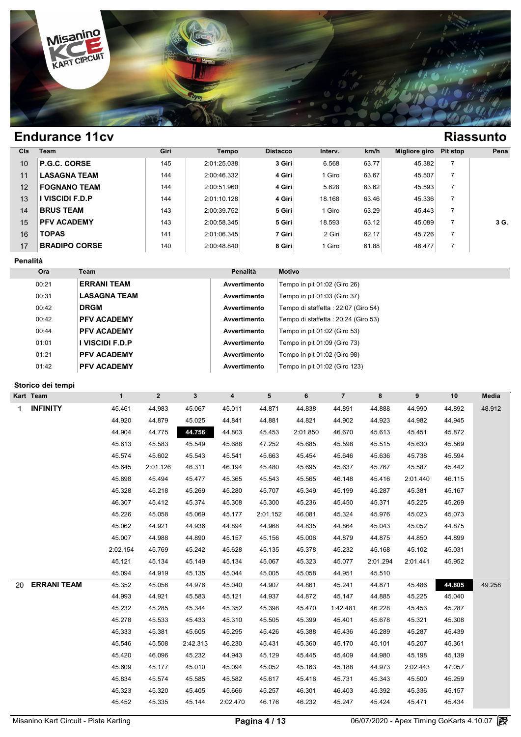## Endurance 11cv

## Riassunto

| Cla | Team | Giri | Tempo | Distacco | Interv. | km/h | Migliore giro | Pit stop | Pena |
|---|---|---|---|---|---|---|---|---|---|
| 10 | **P.G.C. CORSE** | 145 | 2:01:25.038 | **3 Giri** | 6.568 | 63.77 | 45.382 | 7 | |
| 11 | **LASAGNA TEAM** | 144 | 2:00:46.332 | **4 Giri** | 1 Giro | 63.67 | 45.507 | 7 | |
| 12 | **FOGNANO TEAM** | 144 | 2:00:51.960 | **4 Giri** | 5.628 | 63.62 | 45.593 | 7 | |
| 13 | **I VISCIDI F.D.P** | 144 | 2:01:10.128 | **4 Giri** | 18.168 | 63.46 | 45.336 | 7 | |
| 14 | **BRUS TEAM** | 143 | 2:00:39.752 | **5 Giri** | 1 Giro | 63.29 | 45.443 | 7 | |
| 15 | **PFV ACADEMY** | 143 | 2:00:58.345 | **5 Giri** | 18.593 | 63.12 | 45.089 | 7 | **3 G.** |
| 16 | **TOPAS** | 141 | 2:01:06.345 | **7 Giri** | 2 Giri | 62.17 | 45.726 | 7 | |
| 17 | **BRADIPO CORSE** | 140 | 2:00:48.840 | **8 Giri** | 1 Giro | 61.88 | 46.477 | 7 | |

### Penalità

| Ora | Team | Penalità | Motivo |
|---|---|---|---|
| 00:21 | **ERRANI TEAM** | **Avvertimento** | Tempo in pit 01:02 (Giro 26) |
| 00:31 | **LASAGNA TEAM** | **Avvertimento** | Tempo in pit 01:03 (Giro 37) |
| 00:42 | **DRGM** | **Avvertimento** | Tempo di staffetta : 22:07 (Giro 54) |
| 00:42 | **PFV ACADEMY** | **Avvertimento** | Tempo di staffetta : 20:24 (Giro 53) |
| 00:44 | **PFV ACADEMY** | **Avvertimento** | Tempo in pit 01:02 (Giro 53) |
| 01:01 | **I VISCIDI F.D.P** | **Avvertimento** | Tempo in pit 01:09 (Giro 73) |
| 01:21 | **PFV ACADEMY** | **Avvertimento** | Tempo in pit 01:02 (Giro 98) |
| 01:42 | **PFV ACADEMY** | **Avvertimento** | Tempo in pit 01:02 (Giro 123) |

### Storico dei tempi

| Kart | Team | 1 | 2 | 3 | 4 | 5 | 6 | 7 | 8 | 9 | 10 | Media |
|---|---|---|---|---|---|---|---|---|---|---|---|---|
| 1 | **INFINITY** | 45.461 | 44.983 | 45.067 | 45.011 | 44.871 | 44.838 | 44.891 | 44.888 | 44.990 | 44.892 | 48.912 |
| | | 44.920 | 44.879 | 45.025 | 44.841 | 44.881 | 44.821 | 44.902 | 44.923 | 44.982 | 44.945 | |
| | | 44.904 | 44.775 | **44.756** | 44.803 | 45.453 | 2:01.850 | 46.670 | 45.613 | 45.451 | 45.872 | |
| | | 45.613 | 45.583 | 45.549 | 45.688 | 47.252 | 45.685 | 45.598 | 45.515 | 45.630 | 45.569 | |
| | | 45.574 | 45.602 | 45.543 | 45.541 | 45.663 | 45.454 | 45.646 | 45.636 | 45.738 | 45.594 | |
| | | 45.645 | 2:01.126 | 46.311 | 46.194 | 45.480 | 45.695 | 45.637 | 45.767 | 45.587 | 45.442 | |
| | | 45.698 | 45.494 | 45.477 | 45.365 | 45.543 | 45.565 | 46.148 | 45.416 | 2:01.440 | 46.115 | |
| | | 45.328 | 45.218 | 45.269 | 45.280 | 45.707 | 45.349 | 45.199 | 45.287 | 45.381 | 45.167 | |
| | | 46.307 | 45.412 | 45.374 | 45.308 | 45.300 | 45.236 | 45.450 | 45.371 | 45.225 | 45.269 | |
| | | 45.226 | 45.058 | 45.069 | 45.177 | 2:01.152 | 46.081 | 45.324 | 45.976 | 45.023 | 45.073 | |
| | | 45.062 | 44.921 | 44.936 | 44.894 | 44.968 | 44.835 | 44.864 | 45.043 | 45.052 | 44.875 | |
| | | 45.007 | 44.988 | 44.890 | 45.157 | 45.156 | 45.006 | 44.879 | 44.875 | 44.850 | 44.899 | |
| | | 2:02.154 | 45.769 | 45.242 | 45.628 | 45.135 | 45.378 | 45.232 | 45.168 | 45.102 | 45.031 | |
| | | 45.121 | 45.134 | 45.149 | 45.134 | 45.067 | 45.323 | 45.077 | 2:01.294 | 2:01.441 | 45.952 | |
| | | 45.094 | 44.919 | 45.135 | 45.044 | 45.005 | 45.058 | 44.951 | 45.510 | | | |
| 20 | **ERRANI TEAM** | 45.352 | 45.056 | 44.976 | 45.040 | 44.907 | 44.861 | 45.241 | 44.871 | 45.486 | **44.805** | 49.258 |
| | | 44.993 | 44.921 | 45.583 | 45.121 | 44.937 | 44.872 | 45.147 | 44.885 | 45.225 | 45.040 | |
| | | 45.232 | 45.285 | 45.344 | 45.352 | 45.398 | 45.470 | 1:42.481 | 46.228 | 45.453 | 45.287 | |
| | | 45.278 | 45.533 | 45.433 | 45.310 | 45.505 | 45.399 | 45.401 | 45.678 | 45.321 | 45.308 | |
| | | 45.333 | 45.381 | 45.605 | 45.295 | 45.426 | 45.388 | 45.436 | 45.289 | 45.287 | 45.439 | |
| | | 45.546 | 45.508 | 2:42.313 | 46.230 | 45.431 | 45.360 | 45.170 | 45.101 | 45.207 | 45.361 | |
| | | 45.420 | 46.096 | 45.232 | 44.943 | 45.129 | 45.445 | 45.409 | 44.980 | 45.198 | 45.139 | |
| | | 45.609 | 45.177 | 45.010 | 45.094 | 45.052 | 45.163 | 45.188 | 44.973 | 2:02.443 | 47.057 | |
| | | 45.834 | 45.574 | 45.585 | 45.582 | 45.617 | 45.416 | 45.731 | 45.343 | 45.500 | 45.259 | |
| | | 45.323 | 45.320 | 45.405 | 45.666 | 45.257 | 46.301 | 46.403 | 45.392 | 45.336 | 45.157 | |
| | | 45.452 | 45.335 | 45.144 | 2:02.470 | 46.176 | 46.232 | 45.247 | 45.424 | 45.471 | 45.434 | |

Misanino Kart Circuit - Pista Karting — 06/07/2020 - Apex Timing GoKarts 4.10.07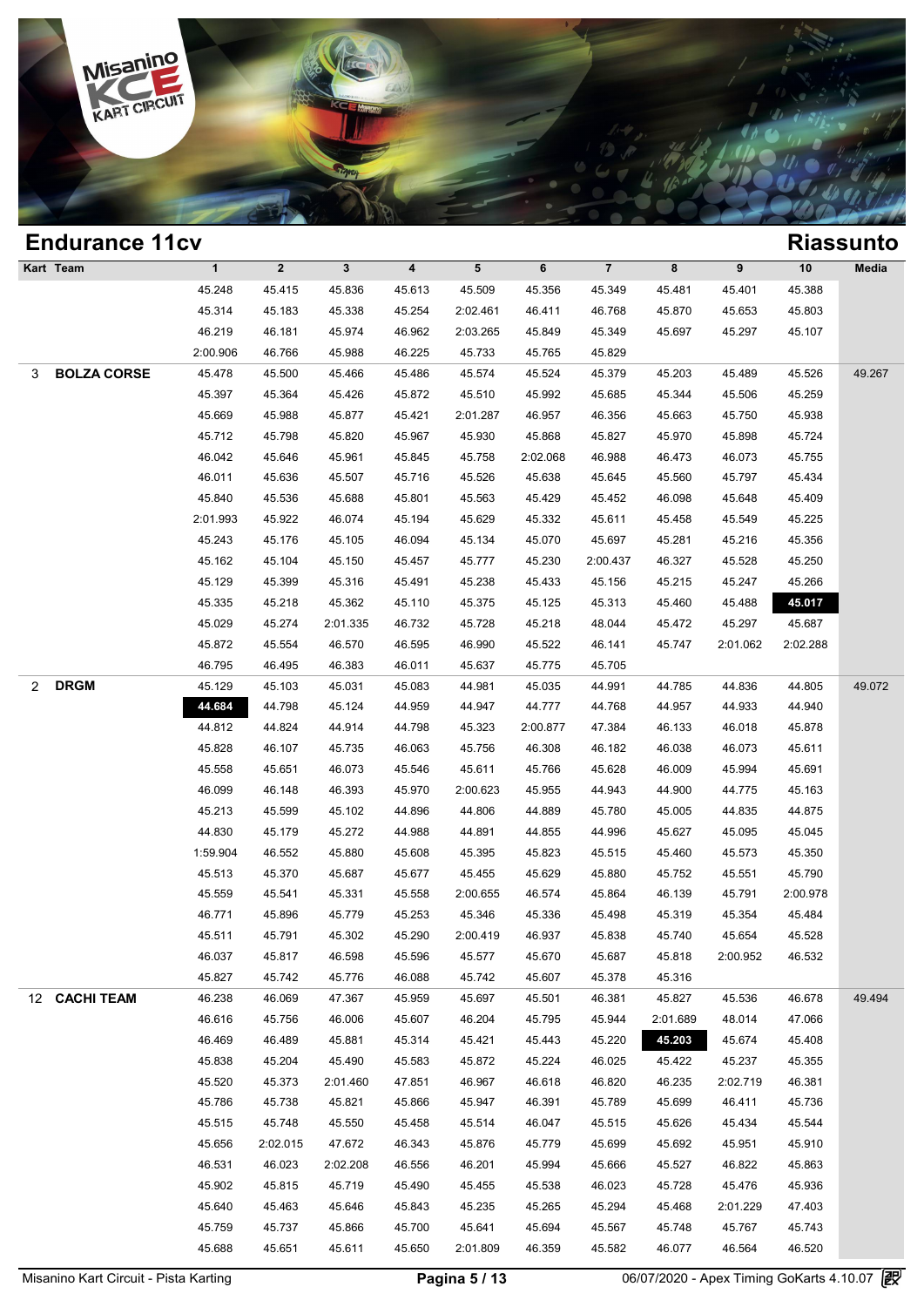## Endurance 11cv

## Riassunto

| Kart | Team | 1 | 2 | 3 | 4 | 5 | 6 | 7 | 8 | 9 | 10 | Media |
|---|---|---|---|---|---|---|---|---|---|---|---|---|
| | | 45.248 | 45.415 | 45.836 | 45.613 | 45.509 | 45.356 | 45.349 | 45.481 | 45.401 | 45.388 | |
| | | 45.314 | 45.183 | 45.338 | 45.254 | 2:02.461 | 46.411 | 46.768 | 45.870 | 45.653 | 45.803 | |
| | | 46.219 | 46.181 | 45.974 | 46.962 | 2:03.265 | 45.849 | 45.349 | 45.697 | 45.297 | 45.107 | |
| | | 2:00.906 | 46.766 | 45.988 | 46.225 | 45.733 | 45.765 | 45.829 | | | | |
| 3 | **BOLZA CORSE** | 45.478 | 45.500 | 45.466 | 45.486 | 45.574 | 45.524 | 45.379 | 45.203 | 45.489 | 45.526 | 49.267 |
| | | 45.397 | 45.364 | 45.426 | 45.872 | 45.510 | 45.992 | 45.685 | 45.344 | 45.506 | 45.259 | |
| | | 45.669 | 45.988 | 45.877 | 45.421 | 2:01.287 | 46.957 | 46.356 | 45.663 | 45.750 | 45.938 | |
| | | 45.712 | 45.798 | 45.820 | 45.967 | 45.930 | 45.868 | 45.827 | 45.970 | 45.898 | 45.724 | |
| | | 46.042 | 45.646 | 45.961 | 45.845 | 45.758 | 2:02.068 | 46.988 | 46.473 | 46.073 | 45.755 | |
| | | 46.011 | 45.636 | 45.507 | 45.716 | 45.526 | 45.638 | 45.645 | 45.560 | 45.797 | 45.434 | |
| | | 45.840 | 45.536 | 45.688 | 45.801 | 45.563 | 45.429 | 45.452 | 46.098 | 45.648 | 45.409 | |
| | | 2:01.993 | 45.922 | 46.074 | 45.194 | 45.629 | 45.332 | 45.611 | 45.458 | 45.549 | 45.225 | |
| | | 45.243 | 45.176 | 45.105 | 46.094 | 45.134 | 45.070 | 45.697 | 45.281 | 45.216 | 45.356 | |
| | | 45.162 | 45.104 | 45.150 | 45.457 | 45.777 | 45.230 | 2:00.437 | 46.327 | 45.528 | 45.250 | |
| | | 45.129 | 45.399 | 45.316 | 45.491 | 45.238 | 45.433 | 45.156 | 45.215 | 45.247 | 45.266 | |
| | | 45.335 | 45.218 | 45.362 | 45.110 | 45.375 | 45.125 | 45.313 | 45.460 | 45.488 | **45.017** | |
| | | 45.029 | 45.274 | 2:01.335 | 46.732 | 45.728 | 45.218 | 48.044 | 45.472 | 45.297 | 45.687 | |
| | | 45.872 | 45.554 | 46.570 | 46.595 | 46.990 | 45.522 | 46.141 | 45.747 | 2:01.062 | 2:02.288 | |
| | | 46.795 | 46.495 | 46.383 | 46.011 | 45.637 | 45.775 | 45.705 | | | | |
| 2 | **DRGM** | 45.129 | 45.103 | 45.031 | 45.083 | 44.981 | 45.035 | 44.991 | 44.785 | 44.836 | 44.805 | 49.072 |
| | | **44.684** | 44.798 | 45.124 | 44.959 | 44.947 | 44.777 | 44.768 | 44.957 | 44.933 | 44.940 | |
| | | 44.812 | 44.824 | 44.914 | 44.798 | 45.323 | 2:00.877 | 47.384 | 46.133 | 46.018 | 45.878 | |
| | | 45.828 | 46.107 | 45.735 | 46.063 | 45.756 | 46.308 | 46.182 | 46.038 | 46.073 | 45.611 | |
| | | 45.558 | 45.651 | 46.073 | 45.546 | 45.611 | 45.766 | 45.628 | 46.009 | 45.994 | 45.691 | |
| | | 46.099 | 46.148 | 46.393 | 45.970 | 2:00.623 | 45.955 | 44.943 | 44.900 | 44.775 | 45.163 | |
| | | 45.213 | 45.599 | 45.102 | 44.896 | 44.806 | 44.889 | 45.780 | 45.005 | 44.835 | 44.875 | |
| | | 44.830 | 45.179 | 45.272 | 44.988 | 44.891 | 44.855 | 44.996 | 45.627 | 45.095 | 45.045 | |
| | | 1:59.904 | 46.552 | 45.880 | 45.608 | 45.395 | 45.823 | 45.515 | 45.460 | 45.573 | 45.350 | |
| | | 45.513 | 45.370 | 45.687 | 45.677 | 45.455 | 45.629 | 45.880 | 45.752 | 45.551 | 45.790 | |
| | | 45.559 | 45.541 | 45.331 | 45.558 | 2:00.655 | 46.574 | 45.864 | 46.139 | 45.791 | 2:00.978 | |
| | | 46.771 | 45.896 | 45.779 | 45.253 | 45.346 | 45.336 | 45.498 | 45.319 | 45.354 | 45.484 | |
| | | 45.511 | 45.791 | 45.302 | 45.290 | 2:00.419 | 46.937 | 45.838 | 45.740 | 45.654 | 45.528 | |
| | | 46.037 | 45.817 | 46.598 | 45.596 | 45.577 | 45.670 | 45.687 | 45.818 | 2:00.952 | 46.532 | |
| | | 45.827 | 45.742 | 45.776 | 46.088 | 45.742 | 45.607 | 45.378 | 45.316 | | | |
| 12 | **CACHI TEAM** | 46.238 | 46.069 | 47.367 | 45.959 | 45.697 | 45.501 | 46.381 | 45.827 | 45.536 | 46.678 | 49.494 |
| | | 46.616 | 45.756 | 46.006 | 45.607 | 46.204 | 45.795 | 45.944 | 2:01.689 | 48.014 | 47.066 | |
| | | 46.469 | 46.489 | 45.881 | 45.314 | 45.421 | 45.443 | 45.220 | **45.203** | 45.674 | 45.408 | |
| | | 45.838 | 45.204 | 45.490 | 45.583 | 45.872 | 45.224 | 46.025 | 45.422 | 45.237 | 45.355 | |
| | | 45.520 | 45.373 | 2:01.460 | 47.851 | 46.967 | 46.618 | 46.820 | 46.235 | 2:02.719 | 46.381 | |
| | | 45.786 | 45.738 | 45.821 | 45.866 | 45.947 | 46.391 | 45.789 | 45.699 | 46.411 | 45.736 | |
| | | 45.515 | 45.748 | 45.550 | 45.458 | 45.514 | 46.047 | 45.515 | 45.626 | 45.434 | 45.544 | |
| | | 45.656 | 2:02.015 | 47.672 | 46.343 | 45.876 | 45.779 | 45.699 | 45.692 | 45.951 | 45.910 | |
| | | 46.531 | 46.023 | 2:02.208 | 46.556 | 46.201 | 45.994 | 45.666 | 45.527 | 46.822 | 45.863 | |
| | | 45.902 | 45.815 | 45.719 | 45.490 | 45.455 | 45.538 | 46.023 | 45.728 | 45.476 | 45.936 | |
| | | 45.640 | 45.463 | 45.646 | 45.843 | 45.235 | 45.265 | 45.294 | 45.468 | 2:01.229 | 47.403 | |
| | | 45.759 | 45.737 | 45.866 | 45.700 | 45.641 | 45.694 | 45.567 | 45.748 | 45.767 | 45.743 | |
| | | 45.688 | 45.651 | 45.611 | 45.650 | 2:01.809 | 46.359 | 45.582 | 46.077 | 46.564 | 46.520 | |

Misanino Kart Circuit - Pista Karting — 06/07/2020 - Apex Timing GoKarts 4.10.07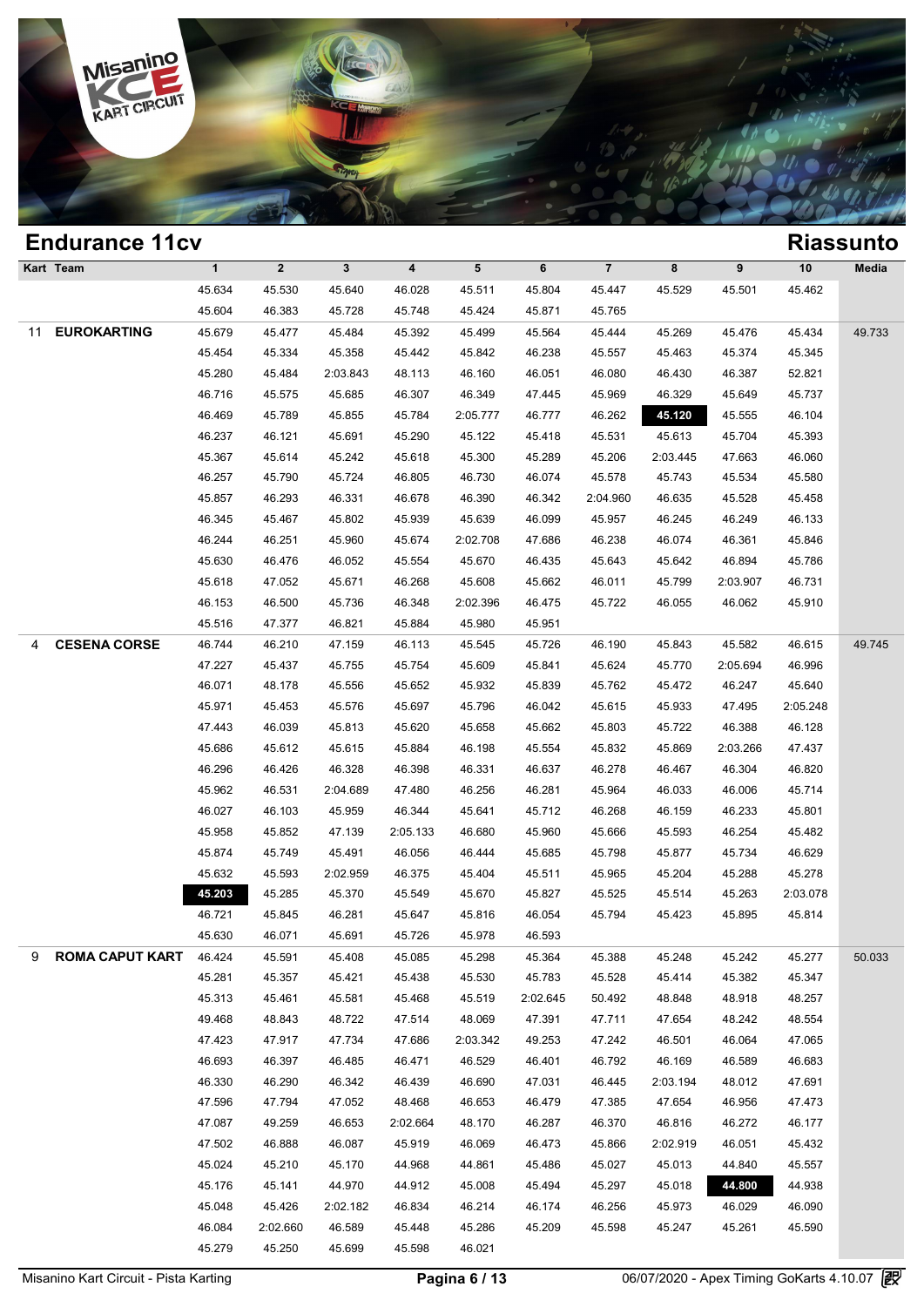## Endurance 11cv

## Riassunto

| Kart | Team | 1 | 2 | 3 | 4 | 5 | 6 | 7 | 8 | 9 | 10 | Media |
|---|---|---|---|---|---|---|---|---|---|---|---|---|
| | | 45.634 | 45.530 | 45.640 | 46.028 | 45.511 | 45.804 | 45.447 | 45.529 | 45.501 | 45.462 | |
| | | 45.604 | 46.383 | 45.728 | 45.748 | 45.424 | 45.871 | 45.765 | | | | |
| 11 | **EUROKARTING** | 45.679 | 45.477 | 45.484 | 45.392 | 45.499 | 45.564 | 45.444 | 45.269 | 45.476 | 45.434 | 49.733 |
| | | 45.454 | 45.334 | 45.358 | 45.442 | 45.842 | 46.238 | 45.557 | 45.463 | 45.374 | 45.345 | |
| | | 45.280 | 45.484 | 2:03.843 | 48.113 | 46.160 | 46.051 | 46.080 | 46.430 | 46.387 | 52.821 | |
| | | 46.716 | 45.575 | 45.685 | 46.307 | 46.349 | 47.445 | 45.969 | 46.329 | 45.649 | 45.737 | |
| | | 46.469 | 45.789 | 45.855 | 45.784 | 2:05.777 | 46.777 | 46.262 | **45.120** | 45.555 | 46.104 | |
| | | 46.237 | 46.121 | 45.691 | 45.290 | 45.122 | 45.418 | 45.531 | 45.613 | 45.704 | 45.393 | |
| | | 45.367 | 45.614 | 45.242 | 45.618 | 45.300 | 45.289 | 45.206 | 2:03.445 | 47.663 | 46.060 | |
| | | 46.257 | 45.790 | 45.724 | 46.805 | 46.730 | 46.074 | 45.578 | 45.743 | 45.534 | 45.580 | |
| | | 45.857 | 46.293 | 46.331 | 46.678 | 46.390 | 46.342 | 2:04.960 | 46.635 | 45.528 | 45.458 | |
| | | 46.345 | 45.467 | 45.802 | 45.939 | 45.639 | 46.099 | 45.957 | 46.245 | 46.249 | 46.133 | |
| | | 46.244 | 46.251 | 45.960 | 45.674 | 2:02.708 | 47.686 | 46.238 | 46.074 | 46.361 | 45.846 | |
| | | 45.630 | 46.476 | 46.052 | 45.554 | 45.670 | 46.435 | 45.643 | 45.642 | 46.894 | 45.786 | |
| | | 45.618 | 47.052 | 45.671 | 46.268 | 45.608 | 45.662 | 46.011 | 45.799 | 2:03.907 | 46.731 | |
| | | 46.153 | 46.500 | 45.736 | 46.348 | 2:02.396 | 46.475 | 45.722 | 46.055 | 46.062 | 45.910 | |
| | | 45.516 | 47.377 | 46.821 | 45.884 | 45.980 | 45.951 | | | | | |
| 4 | **CESENA CORSE** | 46.744 | 46.210 | 47.159 | 46.113 | 45.545 | 45.726 | 46.190 | 45.843 | 45.582 | 46.615 | 49.745 |
| | | 47.227 | 45.437 | 45.755 | 45.754 | 45.609 | 45.841 | 45.624 | 45.770 | 2:05.694 | 46.996 | |
| | | 46.071 | 48.178 | 45.556 | 45.652 | 45.932 | 45.839 | 45.762 | 45.472 | 46.247 | 45.640 | |
| | | 45.971 | 45.453 | 45.576 | 45.697 | 45.796 | 46.042 | 45.615 | 45.933 | 47.495 | 2:05.248 | |
| | | 47.443 | 46.039 | 45.813 | 45.620 | 45.658 | 45.662 | 45.803 | 45.722 | 46.388 | 46.128 | |
| | | 45.686 | 45.612 | 45.615 | 45.884 | 46.198 | 45.554 | 45.832 | 45.869 | 2:03.266 | 47.437 | |
| | | 46.296 | 46.426 | 46.328 | 46.398 | 46.331 | 46.637 | 46.278 | 46.467 | 46.304 | 46.820 | |
| | | 45.962 | 46.531 | 2:04.689 | 47.480 | 46.256 | 46.281 | 45.964 | 46.033 | 46.006 | 45.714 | |
| | | 46.027 | 46.103 | 45.959 | 46.344 | 45.641 | 45.712 | 46.268 | 46.159 | 46.233 | 45.801 | |
| | | 45.958 | 45.852 | 47.139 | 2:05.133 | 46.680 | 45.960 | 45.666 | 45.593 | 46.254 | 45.482 | |
| | | 45.874 | 45.749 | 45.491 | 46.056 | 46.444 | 45.685 | 45.798 | 45.877 | 45.734 | 46.629 | |
| | | 45.632 | 45.593 | 2:02.959 | 46.375 | 45.404 | 45.511 | 45.965 | 45.204 | 45.288 | 45.278 | |
| | | **45.203** | 45.285 | 45.370 | 45.549 | 45.670 | 45.827 | 45.525 | 45.514 | 45.263 | 2:03.078 | |
| | | 46.721 | 45.845 | 46.281 | 45.647 | 45.816 | 46.054 | 45.794 | 45.423 | 45.895 | 45.814 | |
| | | 45.630 | 46.071 | 45.691 | 45.726 | 45.978 | 46.593 | | | | | |
| 9 | **ROMA CAPUT KART** | 46.424 | 45.591 | 45.408 | 45.085 | 45.298 | 45.364 | 45.388 | 45.248 | 45.242 | 45.277 | 50.033 |
| | | 45.281 | 45.357 | 45.421 | 45.438 | 45.530 | 45.783 | 45.528 | 45.414 | 45.382 | 45.347 | |
| | | 45.313 | 45.461 | 45.581 | 45.468 | 45.519 | 2:02.645 | 50.492 | 48.848 | 48.918 | 48.257 | |
| | | 49.468 | 48.843 | 48.722 | 47.514 | 48.069 | 47.391 | 47.711 | 47.654 | 48.242 | 48.554 | |
| | | 47.423 | 47.917 | 47.734 | 47.686 | 2:03.342 | 49.253 | 47.242 | 46.501 | 46.064 | 47.065 | |
| | | 46.693 | 46.397 | 46.485 | 46.471 | 46.529 | 46.401 | 46.792 | 46.169 | 46.589 | 46.683 | |
| | | 46.330 | 46.290 | 46.342 | 46.439 | 46.690 | 47.031 | 46.445 | 2:03.194 | 48.012 | 47.691 | |
| | | 47.596 | 47.794 | 47.052 | 48.468 | 46.653 | 46.479 | 47.385 | 47.654 | 46.956 | 47.473 | |
| | | 47.087 | 49.259 | 46.653 | 2:02.664 | 48.170 | 46.287 | 46.370 | 46.816 | 46.272 | 46.177 | |
| | | 47.502 | 46.888 | 46.087 | 45.919 | 46.069 | 46.473 | 45.866 | 2:02.919 | 46.051 | 45.432 | |
| | | 45.024 | 45.210 | 45.170 | 44.968 | 44.861 | 45.486 | 45.027 | 45.013 | 44.840 | 45.557 | |
| | | 45.176 | 45.141 | 44.970 | 44.912 | 45.008 | 45.494 | 45.297 | 45.018 | **44.800** | 44.938 | |
| | | 45.048 | 45.426 | 2:02.182 | 46.834 | 46.214 | 46.174 | 46.256 | 45.973 | 46.029 | 46.090 | |
| | | 46.084 | 2:02.660 | 46.589 | 45.448 | 45.286 | 45.209 | 45.598 | 45.247 | 45.261 | 45.590 | |
| | | 45.279 | 45.250 | 45.699 | 45.598 | 46.021 | | | | | | |

Misanino Kart Circuit - Pista Karting

06/07/2020 - Apex Timing GoKarts 4.10.07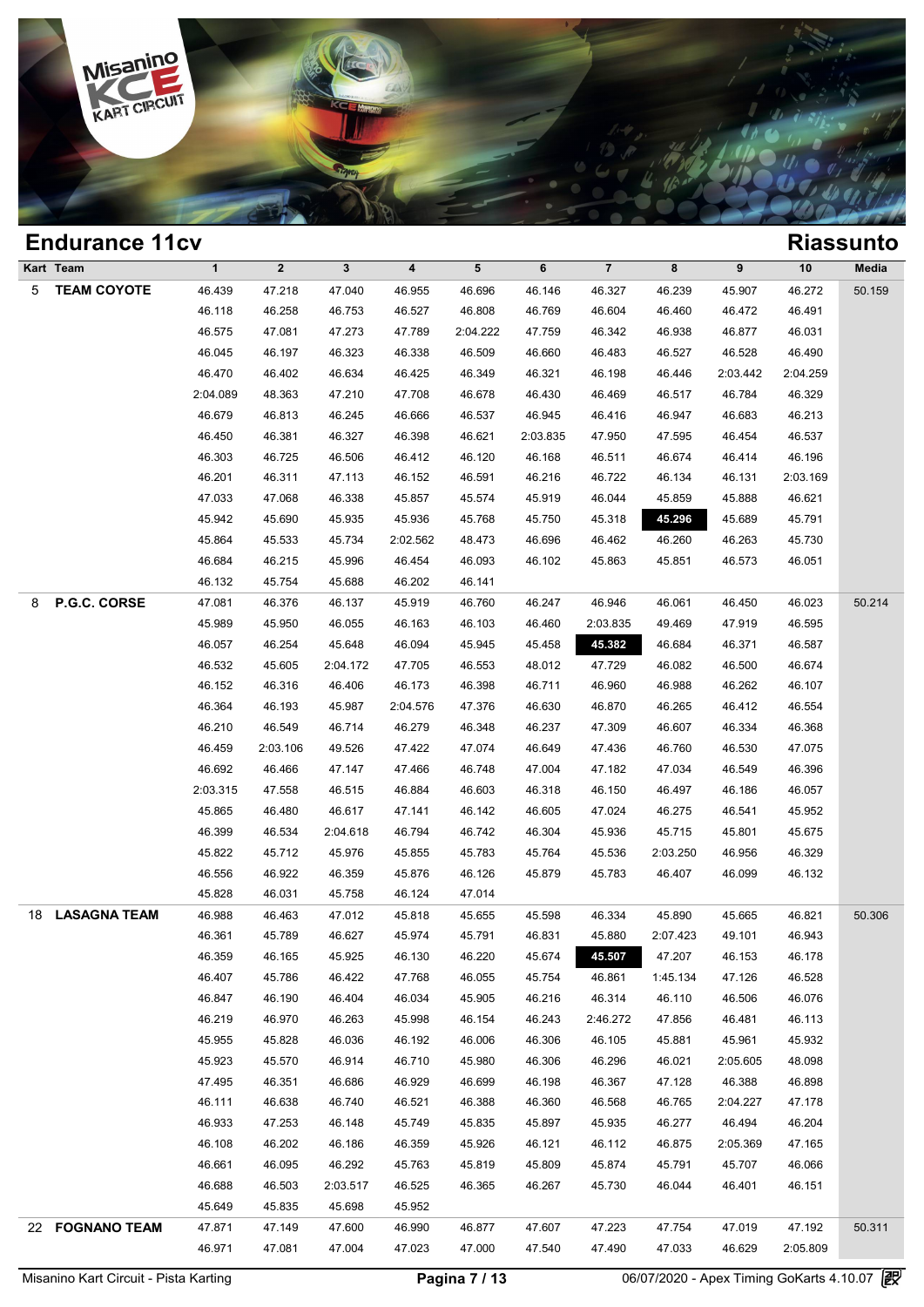## Endurance 11cv

## Riassunto

| Kart | Team | 1 | 2 | 3 | 4 | 5 | 6 | 7 | 8 | 9 | 10 | Media |
|---|---|---|---|---|---|---|---|---|---|---|---|---|
| 5 | **TEAM COYOTE** | 46.439 | 47.218 | 47.040 | 46.955 | 46.696 | 46.146 | 46.327 | 46.239 | 45.907 | 46.272 | 50.159 |
| | | 46.118 | 46.258 | 46.753 | 46.527 | 46.808 | 46.769 | 46.604 | 46.460 | 46.472 | 46.491 | |
| | | 46.575 | 47.081 | 47.273 | 47.789 | 2:04.222 | 47.759 | 46.342 | 46.938 | 46.877 | 46.031 | |
| | | 46.045 | 46.197 | 46.323 | 46.338 | 46.509 | 46.660 | 46.483 | 46.527 | 46.528 | 46.490 | |
| | | 46.470 | 46.402 | 46.634 | 46.425 | 46.349 | 46.321 | 46.198 | 46.446 | 2:03.442 | 2:04.259 | |
| | | 2:04.089 | 48.363 | 47.210 | 47.708 | 46.678 | 46.430 | 46.469 | 46.517 | 46.784 | 46.329 | |
| | | 46.679 | 46.813 | 46.245 | 46.666 | 46.537 | 46.945 | 46.416 | 46.947 | 46.683 | 46.213 | |
| | | 46.450 | 46.381 | 46.327 | 46.398 | 46.621 | 2:03.835 | 47.950 | 47.595 | 46.454 | 46.537 | |
| | | 46.303 | 46.725 | 46.506 | 46.412 | 46.120 | 46.168 | 46.511 | 46.674 | 46.414 | 46.196 | |
| | | 46.201 | 46.311 | 47.113 | 46.152 | 46.591 | 46.216 | 46.722 | 46.134 | 46.131 | 2:03.169 | |
| | | 47.033 | 47.068 | 46.338 | 45.857 | 45.574 | 45.919 | 46.044 | 45.859 | 45.888 | 46.621 | |
| | | 45.942 | 45.690 | 45.935 | 45.936 | 45.768 | 45.750 | 45.318 | **45.296** | 45.689 | 45.791 | |
| | | 45.864 | 45.533 | 45.734 | 2:02.562 | 48.473 | 46.696 | 46.462 | 46.260 | 46.263 | 45.730 | |
| | | 46.684 | 46.215 | 45.996 | 46.454 | 46.093 | 46.102 | 45.863 | 45.851 | 46.573 | 46.051 | |
| | | 46.132 | 45.754 | 45.688 | 46.202 | 46.141 | | | | | | |
| 8 | **P.G.C. CORSE** | 47.081 | 46.376 | 46.137 | 45.919 | 46.760 | 46.247 | 46.946 | 46.061 | 46.450 | 46.023 | 50.214 |
| | | 45.989 | 45.950 | 46.055 | 46.163 | 46.103 | 46.460 | 2:03.835 | 49.469 | 47.919 | 46.595 | |
| | | 46.057 | 46.254 | 45.648 | 46.094 | 45.945 | 45.458 | **45.382** | 46.684 | 46.371 | 46.587 | |
| | | 46.532 | 45.605 | 2:04.172 | 47.705 | 46.553 | 48.012 | 47.729 | 46.082 | 46.500 | 46.674 | |
| | | 46.152 | 46.316 | 46.406 | 46.173 | 46.398 | 46.711 | 46.960 | 46.988 | 46.262 | 46.107 | |
| | | 46.364 | 46.193 | 45.987 | 2:04.576 | 47.376 | 46.630 | 46.870 | 46.265 | 46.412 | 46.554 | |
| | | 46.210 | 46.549 | 46.714 | 46.279 | 46.348 | 46.237 | 47.309 | 46.607 | 46.334 | 46.368 | |
| | | 46.459 | 2:03.106 | 49.526 | 47.422 | 47.074 | 46.649 | 47.436 | 46.760 | 46.530 | 47.075 | |
| | | 46.692 | 46.466 | 47.147 | 47.466 | 46.748 | 47.004 | 47.182 | 47.034 | 46.549 | 46.396 | |
| | | 2:03.315 | 47.558 | 46.515 | 46.884 | 46.603 | 46.318 | 46.150 | 46.497 | 46.186 | 46.057 | |
| | | 45.865 | 46.480 | 46.617 | 47.141 | 46.142 | 46.605 | 47.024 | 46.275 | 46.541 | 45.952 | |
| | | 46.399 | 46.534 | 2:04.618 | 46.794 | 46.742 | 46.304 | 45.936 | 45.715 | 45.801 | 45.675 | |
| | | 45.822 | 45.712 | 45.976 | 45.855 | 45.783 | 45.764 | 45.536 | 2:03.250 | 46.956 | 46.329 | |
| | | 46.556 | 46.922 | 46.359 | 45.876 | 46.126 | 45.879 | 45.783 | 46.407 | 46.099 | 46.132 | |
| | | 45.828 | 46.031 | 45.758 | 46.124 | 47.014 | | | | | | |
| 18 | **LASAGNA TEAM** | 46.988 | 46.463 | 47.012 | 45.818 | 45.655 | 45.598 | 46.334 | 45.890 | 45.665 | 46.821 | 50.306 |
| | | 46.361 | 45.789 | 46.627 | 45.974 | 45.791 | 46.831 | 45.880 | 2:07.423 | 49.101 | 46.943 | |
| | | 46.359 | 46.165 | 45.925 | 46.130 | 46.220 | 45.674 | **45.507** | 47.207 | 46.153 | 46.178 | |
| | | 46.407 | 45.786 | 46.422 | 47.768 | 46.055 | 45.754 | 46.861 | 1:45.134 | 47.126 | 46.528 | |
| | | 46.847 | 46.190 | 46.404 | 46.034 | 45.905 | 46.216 | 46.314 | 46.110 | 46.506 | 46.076 | |
| | | 46.219 | 46.970 | 46.263 | 45.998 | 46.154 | 46.243 | 2:46.272 | 47.856 | 46.481 | 46.113 | |
| | | 45.955 | 45.828 | 46.036 | 46.192 | 46.006 | 46.306 | 46.105 | 45.881 | 45.961 | 45.932 | |
| | | 45.923 | 45.570 | 46.914 | 46.710 | 45.980 | 46.306 | 46.296 | 46.021 | 2:05.605 | 48.098 | |
| | | 47.495 | 46.351 | 46.686 | 46.929 | 46.699 | 46.198 | 46.367 | 47.128 | 46.388 | 46.898 | |
| | | 46.111 | 46.638 | 46.740 | 46.521 | 46.388 | 46.360 | 46.568 | 46.765 | 2:04.227 | 47.178 | |
| | | 46.933 | 47.253 | 46.148 | 45.749 | 45.835 | 45.897 | 45.935 | 46.277 | 46.494 | 46.204 | |
| | | 46.108 | 46.202 | 46.186 | 46.359 | 45.926 | 46.121 | 46.112 | 46.875 | 2:05.369 | 47.165 | |
| | | 46.661 | 46.095 | 46.292 | 45.763 | 45.819 | 45.809 | 45.874 | 45.791 | 45.707 | 46.066 | |
| | | 46.688 | 46.503 | 2:03.517 | 46.525 | 46.365 | 46.267 | 45.730 | 46.044 | 46.401 | 46.151 | |
| | | 45.649 | 45.835 | 45.698 | 45.952 | | | | | | | |
| 22 | **FOGNANO TEAM** | 47.871 | 47.149 | 47.600 | 46.990 | 46.877 | 47.607 | 47.223 | 47.754 | 47.019 | 47.192 | 50.311 |
| | | 46.971 | 47.081 | 47.004 | 47.023 | 47.000 | 47.540 | 47.490 | 47.033 | 46.629 | 2:05.809 | |

Misanino Kart Circuit - Pista Karting | 06/07/2020 - Apex Timing GoKarts 4.10.07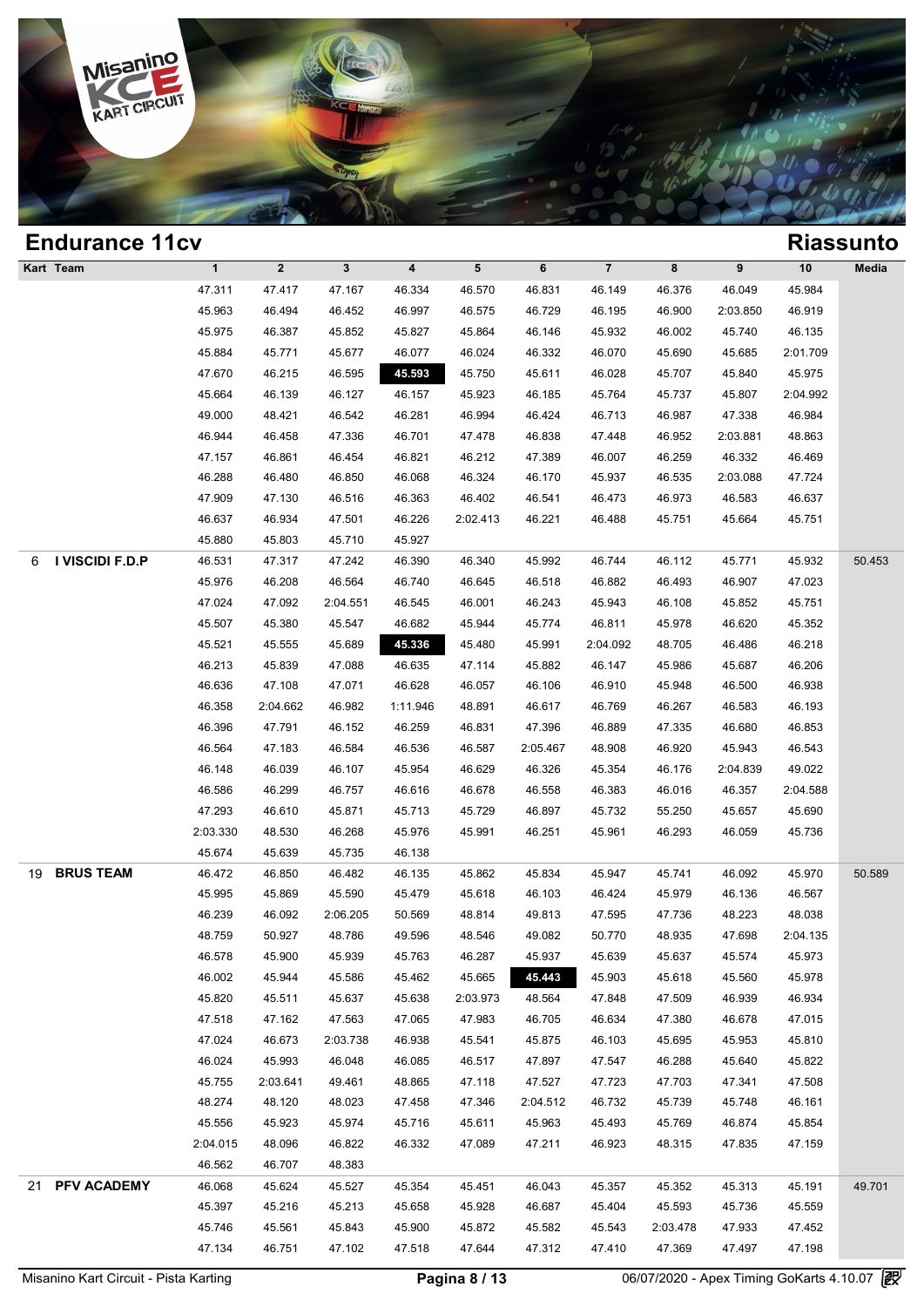## Endurance 11cv

## Riassunto

| Kart | Team | 1 | 2 | 3 | 4 | 5 | 6 | 7 | 8 | 9 | 10 | Media |
|---|---|---|---|---|---|---|---|---|---|---|---|---|
| | | 47.311 | 47.417 | 47.167 | 46.334 | 46.570 | 46.831 | 46.149 | 46.376 | 46.049 | 45.984 | |
| | | 45.963 | 46.494 | 46.452 | 46.997 | 46.575 | 46.729 | 46.195 | 46.900 | 2:03.850 | 46.919 | |
| | | 45.975 | 46.387 | 45.852 | 45.827 | 45.864 | 46.146 | 45.932 | 46.002 | 45.740 | 46.135 | |
| | | 45.884 | 45.771 | 45.677 | 46.077 | 46.024 | 46.332 | 46.070 | 45.690 | 45.685 | 2:01.709 | |
| | | 47.670 | 46.215 | 46.595 | **45.593** | 45.750 | 45.611 | 46.028 | 45.707 | 45.840 | 45.975 | |
| | | 45.664 | 46.139 | 46.127 | 46.157 | 45.923 | 46.185 | 45.764 | 45.737 | 45.807 | 2:04.992 | |
| | | 49.000 | 48.421 | 46.542 | 46.281 | 46.994 | 46.424 | 46.713 | 46.987 | 47.338 | 46.984 | |
| | | 46.944 | 46.458 | 47.336 | 46.701 | 47.478 | 46.838 | 47.448 | 46.952 | 2:03.881 | 48.863 | |
| | | 47.157 | 46.861 | 46.454 | 46.821 | 46.212 | 47.389 | 46.007 | 46.259 | 46.332 | 46.469 | |
| | | 46.288 | 46.480 | 46.850 | 46.068 | 46.324 | 46.170 | 45.937 | 46.535 | 2:03.088 | 47.724 | |
| | | 47.909 | 47.130 | 46.516 | 46.363 | 46.402 | 46.541 | 46.473 | 46.973 | 46.583 | 46.637 | |
| | | 46.637 | 46.934 | 47.501 | 46.226 | 2:02.413 | 46.221 | 46.488 | 45.751 | 45.664 | 45.751 | |
| | | 45.880 | 45.803 | 45.710 | 45.927 | | | | | | | |
| 6 | I VISCIDI F.D.P | 46.531 | 47.317 | 47.242 | 46.390 | 46.340 | 45.992 | 46.744 | 46.112 | 45.771 | 45.932 | 50.453 |
| | | 45.976 | 46.208 | 46.564 | 46.740 | 46.645 | 46.518 | 46.882 | 46.493 | 46.907 | 47.023 | |
| | | 47.024 | 47.092 | 2:04.551 | 46.545 | 46.001 | 46.243 | 45.943 | 46.108 | 45.852 | 45.751 | |
| | | 45.507 | 45.380 | 45.547 | 46.682 | 45.944 | 45.774 | 46.811 | 45.978 | 46.620 | 45.352 | |
| | | 45.521 | 45.555 | 45.689 | **45.336** | 45.480 | 45.991 | 2:04.092 | 48.705 | 46.486 | 46.218 | |
| | | 46.213 | 45.839 | 47.088 | 46.635 | 47.114 | 45.882 | 46.147 | 45.986 | 45.687 | 46.206 | |
| | | 46.636 | 47.108 | 47.071 | 46.628 | 46.057 | 46.106 | 46.910 | 45.948 | 46.500 | 46.938 | |
| | | 46.358 | 2:04.662 | 46.982 | 1:11.946 | 48.891 | 46.617 | 46.769 | 46.267 | 46.583 | 46.193 | |
| | | 46.396 | 47.791 | 46.152 | 46.259 | 46.831 | 47.396 | 46.889 | 47.335 | 46.680 | 46.853 | |
| | | 46.564 | 47.183 | 46.584 | 46.536 | 46.587 | 2:05.467 | 48.908 | 46.920 | 45.943 | 46.543 | |
| | | 46.148 | 46.039 | 46.107 | 45.954 | 46.629 | 46.326 | 45.354 | 46.176 | 2:04.839 | 49.022 | |
| | | 46.586 | 46.299 | 46.757 | 46.616 | 46.678 | 46.558 | 46.383 | 46.016 | 46.357 | 2:04.588 | |
| | | 47.293 | 46.610 | 45.871 | 45.713 | 45.729 | 46.897 | 45.732 | 55.250 | 45.657 | 45.690 | |
| | | 2:03.330 | 48.530 | 46.268 | 45.976 | 45.991 | 46.251 | 45.961 | 46.293 | 46.059 | 45.736 | |
| | | 45.674 | 45.639 | 45.735 | 46.138 | | | | | | | |
| 19 | BRUS TEAM | 46.472 | 46.850 | 46.482 | 46.135 | 45.862 | 45.834 | 45.947 | 45.741 | 46.092 | 45.970 | 50.589 |
| | | 45.995 | 45.869 | 45.590 | 45.479 | 45.618 | 46.103 | 46.424 | 45.979 | 46.136 | 46.567 | |
| | | 46.239 | 46.092 | 2:06.205 | 50.569 | 48.814 | 49.813 | 47.595 | 47.736 | 48.223 | 48.038 | |
| | | 48.759 | 50.927 | 48.786 | 49.596 | 48.546 | 49.082 | 50.770 | 48.935 | 47.698 | 2:04.135 | |
| | | 46.578 | 45.900 | 45.939 | 45.763 | 46.287 | 45.937 | 45.639 | 45.637 | 45.574 | 45.973 | |
| | | 46.002 | 45.944 | 45.586 | 45.462 | 45.665 | **45.443** | 45.903 | 45.618 | 45.560 | 45.978 | |
| | | 45.820 | 45.511 | 45.637 | 45.638 | 2:03.973 | 48.564 | 47.848 | 47.509 | 46.939 | 46.934 | |
| | | 47.518 | 47.162 | 47.563 | 47.065 | 47.983 | 46.705 | 46.634 | 47.380 | 46.678 | 47.015 | |
| | | 47.024 | 46.673 | 2:03.738 | 46.938 | 45.541 | 45.875 | 46.103 | 45.695 | 45.953 | 45.810 | |
| | | 46.024 | 45.993 | 46.048 | 46.085 | 46.517 | 47.897 | 47.547 | 46.288 | 45.640 | 45.822 | |
| | | 45.755 | 2:03.641 | 49.461 | 48.865 | 47.118 | 47.527 | 47.723 | 47.703 | 47.341 | 47.508 | |
| | | 48.274 | 48.120 | 48.023 | 47.458 | 47.346 | 2:04.512 | 46.732 | 45.739 | 45.748 | 46.161 | |
| | | 45.556 | 45.923 | 45.974 | 45.716 | 45.611 | 45.963 | 45.493 | 45.769 | 46.874 | 45.854 | |
| | | 2:04.015 | 48.096 | 46.822 | 46.332 | 47.089 | 47.211 | 46.923 | 48.315 | 47.835 | 47.159 | |
| | | 46.562 | 46.707 | 48.383 | | | | | | | | |
| 21 | PFV ACADEMY | 46.068 | 45.624 | 45.527 | 45.354 | 45.451 | 46.043 | 45.357 | 45.352 | 45.313 | 45.191 | 49.701 |
| | | 45.397 | 45.216 | 45.213 | 45.658 | 45.928 | 46.687 | 45.404 | 45.593 | 45.736 | 45.559 | |
| | | 45.746 | 45.561 | 45.843 | 45.900 | 45.872 | 45.582 | 45.543 | 2:03.478 | 47.933 | 47.452 | |
| | | 47.134 | 46.751 | 47.102 | 47.518 | 47.644 | 47.312 | 47.410 | 47.369 | 47.497 | 47.198 | |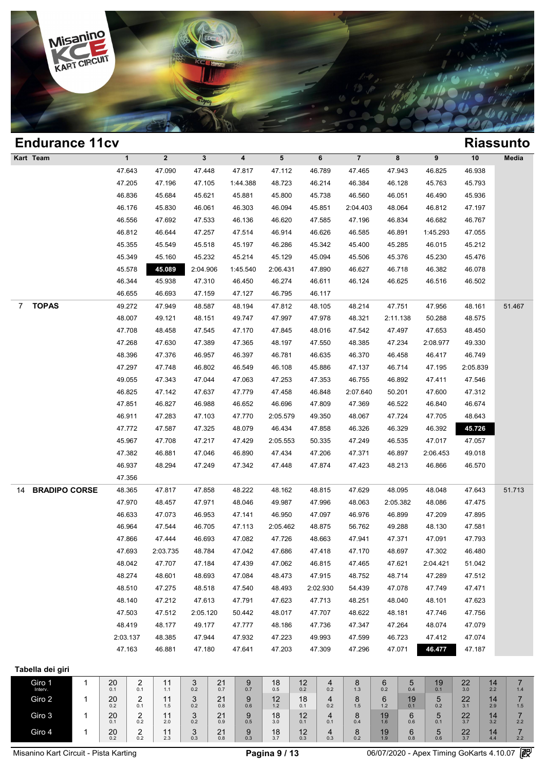## Endurance 11cv

## Riassunto

| Kart | Team | 1 | 2 | 3 | 4 | 5 | 6 | 7 | 8 | 9 | 10 | Media |
|---|---|---|---|---|---|---|---|---|---|---|---|---|
| | | 47.643 | 47.090 | 47.448 | 47.817 | 47.112 | 46.789 | 47.465 | 47.943 | 46.825 | 46.938 | |
| | | 47.205 | 47.196 | 47.105 | 1:44.388 | 48.723 | 46.214 | 46.384 | 46.128 | 45.763 | 45.793 | |
| | | 46.836 | 45.684 | 45.621 | 45.881 | 45.800 | 45.738 | 46.560 | 46.051 | 46.490 | 45.936 | |
| | | 46.176 | 45.830 | 46.061 | 46.303 | 46.094 | 45.851 | 2:04.403 | 48.064 | 46.812 | 47.197 | |
| | | 46.556 | 47.692 | 47.533 | 46.136 | 46.620 | 47.585 | 47.196 | 46.834 | 46.682 | 46.767 | |
| | | 46.812 | 46.644 | 47.257 | 47.514 | 46.914 | 46.626 | 46.585 | 46.891 | 1:45.293 | 47.055 | |
| | | 45.355 | 45.549 | 45.518 | 45.197 | 46.286 | 45.342 | 45.400 | 45.285 | 46.015 | 45.212 | |
| | | 45.349 | 45.160 | 45.232 | 45.214 | 45.129 | 45.094 | 45.506 | 45.376 | 45.230 | 45.476 | |
| | | 45.578 | **45.089** | 2:04.906 | 1:45.540 | 2:06.431 | 47.890 | 46.627 | 46.718 | 46.382 | 46.078 | |
| | | 46.344 | 45.938 | 47.310 | 46.450 | 46.274 | 46.611 | 46.124 | 46.625 | 46.516 | 46.502 | |
| | | 46.655 | 46.693 | 47.159 | 47.127 | 46.795 | 46.117 | | | | | |
| 7 | **TOPAS** | 49.272 | 47.949 | 48.587 | 48.194 | 47.812 | 48.105 | 48.214 | 47.751 | 47.956 | 48.161 | 51.467 |
| | | 48.007 | 49.121 | 48.151 | 49.747 | 47.997 | 47.978 | 48.321 | 2:11.138 | 50.288 | 48.575 | |
| | | 47.708 | 48.458 | 47.545 | 47.170 | 47.845 | 48.016 | 47.542 | 47.497 | 47.653 | 48.450 | |
| | | 47.268 | 47.630 | 47.389 | 47.365 | 48.197 | 47.550 | 48.385 | 47.234 | 2:08.977 | 49.330 | |
| | | 48.396 | 47.376 | 46.957 | 46.397 | 46.781 | 46.635 | 46.370 | 46.458 | 46.417 | 46.749 | |
| | | 47.297 | 47.748 | 46.802 | 46.549 | 46.108 | 45.886 | 47.137 | 46.714 | 47.195 | 2:05.839 | |
| | | 49.055 | 47.343 | 47.044 | 47.063 | 47.253 | 47.353 | 46.755 | 46.892 | 47.411 | 47.546 | |
| | | 46.825 | 47.142 | 47.637 | 47.779 | 47.458 | 46.848 | 2:07.640 | 50.201 | 47.600 | 47.312 | |
| | | 47.851 | 46.827 | 46.988 | 46.652 | 46.696 | 47.809 | 47.369 | 46.522 | 46.840 | 46.674 | |
| | | 46.911 | 47.283 | 47.103 | 47.770 | 2:05.579 | 49.350 | 48.067 | 47.724 | 47.705 | 48.643 | |
| | | 47.772 | 47.587 | 47.325 | 48.079 | 46.434 | 47.858 | 46.326 | 46.329 | 46.392 | **45.726** | |
| | | 45.967 | 47.708 | 47.217 | 47.429 | 2:05.553 | 50.335 | 47.249 | 46.535 | 47.017 | 47.057 | |
| | | 47.382 | 46.881 | 47.046 | 46.890 | 47.434 | 47.206 | 47.371 | 46.897 | 2:06.453 | 49.018 | |
| | | 46.937 | 48.294 | 47.249 | 47.342 | 47.448 | 47.874 | 47.423 | 48.213 | 46.866 | 46.570 | |
| | | 47.356 | | | | | | | | | | |
| 14 | **BRADIPO CORSE** | 48.365 | 47.817 | 47.858 | 48.222 | 48.162 | 48.815 | 47.629 | 48.095 | 48.048 | 47.643 | 51.713 |
| | | 47.970 | 48.457 | 47.971 | 48.046 | 49.987 | 47.996 | 48.063 | 2:05.382 | 48.086 | 47.475 | |
| | | 46.633 | 47.073 | 46.953 | 47.141 | 46.950 | 47.097 | 46.976 | 46.899 | 47.209 | 47.895 | |
| | | 46.964 | 47.544 | 46.705 | 47.113 | 2:05.462 | 48.875 | 56.762 | 49.288 | 48.130 | 47.581 | |
| | | 47.866 | 47.444 | 46.693 | 47.082 | 47.726 | 48.663 | 47.941 | 47.371 | 47.091 | 47.793 | |
| | | 47.693 | 2:03.735 | 48.784 | 47.042 | 47.686 | 47.418 | 47.170 | 48.697 | 47.302 | 46.480 | |
| | | 48.042 | 47.707 | 47.184 | 47.439 | 47.062 | 46.815 | 47.465 | 47.621 | 2:04.421 | 51.042 | |
| | | 48.274 | 48.601 | 48.693 | 47.084 | 48.473 | 47.915 | 48.752 | 48.714 | 47.289 | 47.512 | |
| | | 48.510 | 47.275 | 48.518 | 47.540 | 48.493 | 2:02.930 | 54.439 | 47.078 | 47.749 | 47.471 | |
| | | 48.140 | 47.212 | 47.613 | 47.791 | 47.623 | 47.713 | 48.251 | 48.040 | 48.101 | 47.623 | |
| | | 47.503 | 47.512 | 2:05.120 | 50.442 | 48.017 | 47.707 | 48.622 | 48.181 | 47.746 | 47.756 | |
| | | 48.419 | 48.177 | 49.177 | 47.777 | 48.186 | 47.736 | 47.347 | 47.264 | 48.074 | 47.079 | |
| | | 2:03.137 | 48.385 | 47.944 | 47.932 | 47.223 | 49.993 | 47.599 | 46.723 | 47.412 | 47.074 | |
| | | 47.163 | 46.881 | 47.180 | 47.641 | 47.203 | 47.309 | 47.296 | 47.071 | **46.477** | 47.187 | |

### Tabella dei giri

| Giro (Interv.) | 1 | 2 | 3 | 4 | 5 | 6 | 7 | 8 | 9 | 10 | 11 | 12 | 13 | 14 | 15 | 16 |
|---|---|---|---|---|---|---|---|---|---|---|---|---|---|---|---|---|
| Giro 1 | 1 | 20 (0.1) | 2 (0.1) | 11 (1.1) | 3 (0.2) | 21 (0.7) | 9 (0.7) | 18 (0.5) | 12 (0.2) | 4 (0.2) | 8 (1.3) | 6 (0.2) | 5 (0.4) | 19 (0.1) | 22 (3.0) | 14 (2.2) | 7 (1.4) |
| Giro 2 | 1 | 20 (0.2) | 2 (0.1) | 11 (1.5) | 3 (0.2) | 21 (0.8) | 9 (0.6) | 12 (1.2) | 18 (0.1) | 4 (0.2) | 8 (1.5) | 6 (1.2) | 19 (0.1) | 5 (0.2) | 22 (3.1) | 14 (2.9) | 7 (1.5) |
| Giro 3 | 1 | 20 (0.1) | 2 (0.2) | 11 (2.0) | 3 (0.2) | 21 (0.9) | 9 (0.5) | 18 (3.0) | 12 (0.1) | 4 (0.1) | 8 (0.4) | 19 (1.6) | 6 (0.6) | 5 (0.1) | 22 (3.7) | 14 (3.2) | 7 (2.2) |
| Giro 4 | 1 | 20 (0.2) | 2 (0.2) | 11 (2.3) | 3 (0.3) | 21 (0.8) | 9 (0.3) | 18 (3.7) | 12 (0.3) | 4 (0.3) | 8 (0.2) | 19 (1.9) | 6 (0.8) | 5 (0.6) | 22 (3.7) | 14 (4.4) | 7 (2.2) |

Misanino Kart Circuit - Pista Karting — 06/07/2020 - Apex Timing GoKarts 4.10.07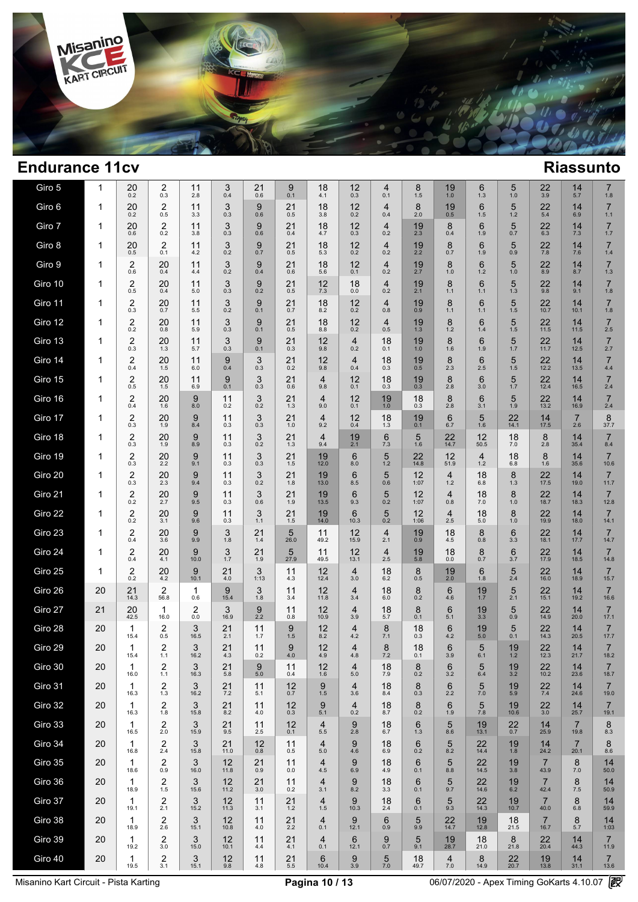# Endurance 11cv

## Riassunto

| Giro | | | | | | | | | | | | | | | | | | |
|---|---|---|---|---|---|---|---|---|---|---|---|---|---|---|---|---|---|---|
| Giro 5 | 1 | 20 0.2 | 2 0.3 | 11 2.8 | 3 0.4 | 21 0.6 | 9 0.1 | 18 4.1 | 12 0.3 | 4 0.1 | 8 1.5 | 19 1.0 | 6 1.3 | 5 1.0 | 22 3.9 | 14 5.7 | 7 1.8 |
| Giro 6 | 1 | 20 0.2 | 2 0.5 | 11 3.3 | 3 0.3 | 9 0.6 | 21 0.5 | 18 3.8 | 12 0.2 | 4 0.4 | 8 2.0 | 19 0.5 | 6 1.5 | 5 1.2 | 22 5.4 | 14 6.9 | 7 1.1 |
| Giro 7 | 1 | 20 0.6 | 2 0.2 | 11 3.8 | 3 0.3 | 9 0.6 | 21 0.4 | 18 4.7 | 12 0.3 | 4 0.2 | 19 2.3 | 8 0.4 | 6 1.9 | 5 0.7 | 22 6.3 | 14 7.3 | 7 1.7 |
| Giro 8 | 1 | 20 0.5 | 2 0.1 | 11 4.2 | 3 0.2 | 9 0.7 | 21 0.5 | 18 5.3 | 12 0.2 | 4 0.2 | 19 2.2 | 8 0.7 | 6 1.9 | 5 0.9 | 22 7.8 | 14 7.6 | 7 1.4 |
| Giro 9 | 1 | 2 0.6 | 20 0.4 | 11 4.4 | 3 0.2 | 9 0.4 | 21 0.6 | 18 5.6 | 12 0.1 | 4 0.2 | 19 2.7 | 8 1.0 | 6 1.2 | 5 1.0 | 22 8.9 | 14 8.7 | 7 1.3 |
| Giro 10 | 1 | 2 0.5 | 20 0.4 | 11 5.0 | 3 0.3 | 9 0.2 | 21 0.5 | 12 7.3 | 18 0.0 | 4 0.2 | 19 2.1 | 8 1.1 | 6 1.1 | 5 1.3 | 22 9.8 | 14 9.1 | 7 1.8 |
| Giro 11 | 1 | 2 0.3 | 20 0.7 | 11 5.5 | 3 0.2 | 9 0.1 | 21 0.7 | 18 8.2 | 12 0.2 | 4 0.8 | 19 0.9 | 8 1.1 | 6 1.1 | 5 1.5 | 22 10.7 | 14 10.1 | 7 1.8 |
| Giro 12 | 1 | 2 0.2 | 20 0.8 | 11 5.9 | 3 0.3 | 9 0.1 | 21 0.5 | 18 8.8 | 12 0.2 | 4 0.5 | 19 1.3 | 8 1.2 | 6 1.4 | 5 1.5 | 22 11.5 | 14 11.5 | 7 2.5 |
| Giro 13 | 1 | 2 0.3 | 20 1.3 | 11 5.7 | 3 0.3 | 9 0.1 | 21 0.3 | 12 9.8 | 4 0.2 | 18 0.1 | 19 1.0 | 8 1.6 | 6 1.9 | 5 1.7 | 22 11.7 | 14 12.5 | 7 2.7 |
| Giro 14 | 1 | 2 0.4 | 20 1.5 | 11 6.0 | 9 0.4 | 3 0.3 | 21 0.2 | 12 9.8 | 4 0.4 | 18 0.3 | 19 0.5 | 8 2.3 | 6 2.5 | 5 1.5 | 22 12.2 | 14 13.5 | 7 4.4 |
| Giro 15 | 1 | 2 0.5 | 20 1.5 | 11 6.9 | 9 0.1 | 3 0.3 | 21 0.6 | 4 9.8 | 12 0.1 | 18 0.3 | 19 0.3 | 8 2.8 | 6 3.0 | 5 1.7 | 22 12.4 | 14 16.5 | 7 2.4 |
| Giro 16 | 1 | 2 0.4 | 20 1.6 | 9 8.0 | 11 0.2 | 3 0.2 | 21 1.3 | 4 9.0 | 12 0.1 | 19 1.0 | 18 0.3 | 8 2.8 | 6 3.1 | 5 1.9 | 22 13.2 | 14 16.9 | 7 2.4 |
| Giro 17 | 1 | 2 0.3 | 20 1.9 | 9 8.4 | 11 0.3 | 3 0.3 | 21 1.0 | 4 9.2 | 12 0.4 | 18 1.3 | 19 0.1 | 6 6.7 | 5 1.6 | 22 14.1 | 14 17.5 | 7 2.6 | 8 37.7 |
| Giro 18 | 1 | 2 0.3 | 20 1.9 | 9 8.9 | 11 0.3 | 3 0.2 | 21 1.3 | 4 9.4 | 19 2.1 | 6 7.3 | 5 1.6 | 22 14.7 | 12 50.5 | 18 7.0 | 8 2.8 | 14 35.4 | 7 8.4 |
| Giro 19 | 1 | 2 0.3 | 20 2.2 | 9 9.1 | 11 0.3 | 3 0.3 | 21 1.5 | 19 12.0 | 6 8.0 | 5 1.2 | 22 14.8 | 12 51.9 | 4 1.2 | 18 6.8 | 8 1.6 | 14 35.6 | 7 10.6 |
| Giro 20 | 1 | 2 0.3 | 20 2.3 | 9 9.4 | 11 0.3 | 3 0.2 | 21 1.8 | 19 13.0 | 6 8.5 | 5 0.6 | 12 1:07 | 4 1.2 | 18 6.8 | 8 1.3 | 22 17.5 | 14 19.0 | 7 11.7 |
| Giro 21 | 1 | 2 0.2 | 20 2.7 | 9 9.5 | 11 0.3 | 3 0.6 | 21 1.9 | 19 13.5 | 6 9.3 | 5 0.2 | 12 1:07 | 4 0.8 | 18 7.0 | 8 1.0 | 22 18.7 | 14 18.3 | 7 12.8 |
| Giro 22 | 1 | 2 0.2 | 20 3.1 | 9 9.6 | 11 0.3 | 3 1.1 | 21 1.5 | 19 14.0 | 6 10.3 | 5 0.2 | 12 1:06 | 4 2.5 | 18 5.0 | 8 1.0 | 22 19.9 | 14 18.0 | 7 14.1 |
| Giro 23 | 1 | 2 0.4 | 20 3.6 | 9 9.9 | 3 1.8 | 21 1.4 | 5 26.0 | 11 49.2 | 12 15.9 | 4 2.1 | 19 0.9 | 18 4.5 | 8 0.8 | 6 3.3 | 22 18.1 | 14 17.7 | 7 14.7 |
| Giro 24 | 1 | 2 0.4 | 20 4.1 | 9 10.0 | 3 1.7 | 21 1.9 | 5 27.9 | 11 49.5 | 12 13.1 | 4 2.5 | 19 5.8 | 18 0.0 | 8 0.7 | 6 3.7 | 22 17.9 | 14 18.5 | 7 14.8 |
| Giro 25 | 1 | 2 0.2 | 20 4.2 | 9 10.1 | 21 4.0 | 3 1:13 | 11 4.3 | 12 12.4 | 4 3.0 | 18 6.2 | 8 0.5 | 19 2.0 | 6 1.8 | 5 2.4 | 22 16.0 | 14 18.9 | 7 15.7 |
| Giro 26 | 20 | 21 14.3 | 2 56.8 | 1 0.6 | 9 15.4 | 3 1.8 | 11 3.4 | 12 11.8 | 4 3.4 | 18 6.0 | 8 0.2 | 6 4.6 | 19 1.7 | 5 2.1 | 22 15.1 | 14 19.2 | 7 16.6 |
| Giro 27 | 21 | 20 42.5 | 1 16.0 | 2 0.0 | 3 16.9 | 9 2.2 | 11 0.8 | 12 10.9 | 4 3.9 | 18 5.7 | 8 0.1 | 6 5.1 | 19 3.3 | 5 0.9 | 22 14.9 | 14 20.0 | 7 17.1 |
| Giro 28 | 20 | 1 15.4 | 2 0.5 | 3 16.5 | 21 2.1 | 11 1.7 | 9 1.5 | 12 8.2 | 4 4.2 | 8 7.1 | 18 0.3 | 6 4.2 | 19 5.0 | 5 0.1 | 22 14.3 | 14 20.5 | 7 17.7 |
| Giro 29 | 20 | 1 15.4 | 2 1.1 | 3 16.2 | 21 4.3 | 11 0.2 | 9 4.0 | 12 4.9 | 4 4.8 | 8 7.2 | 18 0.1 | 6 3.9 | 5 6.1 | 19 1.2 | 22 12.3 | 14 21.7 | 7 18.2 |
| Giro 30 | 20 | 1 16.0 | 2 1.1 | 3 16.3 | 21 5.8 | 9 5.0 | 11 0.4 | 12 1.6 | 4 5.0 | 18 7.9 | 8 0.2 | 6 3.2 | 5 6.4 | 19 3.2 | 22 10.2 | 14 23.6 | 7 18.7 |
| Giro 31 | 20 | 1 16.3 | 2 1.3 | 3 16.2 | 21 7.2 | 11 5.1 | 12 0.7 | 9 1.5 | 4 3.6 | 18 8.4 | 8 0.3 | 6 2.2 | 5 7.5 | 19 5.9 | 22 7.4 | 14 24.6 | 7 19.0 |
| Giro 32 | 20 | 1 16.3 | 2 1.8 | 3 15.8 | 21 8.2 | 11 4.0 | 12 0.3 | 9 5.1 | 4 0.2 | 18 8.7 | 8 0.2 | 6 1.9 | 5 7.8 | 19 10.6 | 22 3.0 | 14 25.7 | 7 19.1 |
| Giro 33 | 20 | 1 16.5 | 2 2.0 | 3 15.9 | 21 9.5 | 11 2.5 | 12 0.1 | 4 5.5 | 9 2.8 | 18 6.7 | 6 1.3 | 5 8.6 | 19 13.1 | 22 0.7 | 14 25.9 | 7 19.8 | 8 8.3 |
| Giro 34 | 20 | 1 16.8 | 2 2.4 | 3 15.8 | 21 11.0 | 12 0.8 | 11 0.5 | 4 5.0 | 9 4.6 | 18 6.9 | 6 0.2 | 5 8.2 | 22 14.4 | 19 1.8 | 14 24.2 | 7 20.1 | 8 8.6 |
| Giro 35 | 20 | 1 18.6 | 2 0.9 | 3 16.0 | 12 11.8 | 21 0.9 | 11 0.0 | 4 4.5 | 9 6.9 | 18 4.9 | 6 0.1 | 5 8.8 | 22 14.5 | 19 3.8 | 7 43.9 | 8 7.0 | 14 50.0 |
| Giro 36 | 20 | 1 18.9 | 2 1.5 | 3 15.6 | 12 11.2 | 21 3.0 | 11 0.2 | 4 3.1 | 9 8.2 | 18 3.3 | 6 0.1 | 5 9.7 | 22 14.6 | 19 6.2 | 7 42.4 | 8 7.5 | 14 50.9 |
| Giro 37 | 20 | 1 19.1 | 2 2.1 | 3 15.2 | 12 11.3 | 11 3.1 | 21 1.2 | 4 1.5 | 9 10.3 | 18 2.4 | 6 0.1 | 5 9.3 | 22 14.3 | 19 10.7 | 7 40.0 | 8 6.8 | 14 59.9 |
| Giro 38 | 20 | 1 18.9 | 2 2.6 | 3 15.1 | 12 10.8 | 11 4.0 | 21 2.2 | 4 0.1 | 9 12.1 | 6 0.9 | 5 9.9 | 22 14.7 | 19 12.8 | 18 21.5 | 7 16.7 | 8 5.7 | 14 1:03 |
| Giro 39 | 20 | 1 19.2 | 2 3.0 | 3 15.0 | 12 10.1 | 11 4.4 | 21 4.1 | 4 0.1 | 6 12.1 | 9 0.7 | 5 9.1 | 19 28.7 | 18 21.0 | 8 21.8 | 22 20.4 | 14 44.3 | 7 11.9 |
| Giro 40 | 20 | 1 19.5 | 2 3.1 | 3 15.1 | 12 9.8 | 11 4.8 | 21 5.5 | 6 10.4 | 9 3.9 | 5 7.0 | 18 49.7 | 4 7.0 | 8 14.9 | 22 20.7 | 19 13.8 | 14 31.1 | 7 13.6 |

Misanino Kart Circuit - Pista Karting | Pagina 10 / 13 | 06/07/2020 - Apex Timing GoKarts 4.10.07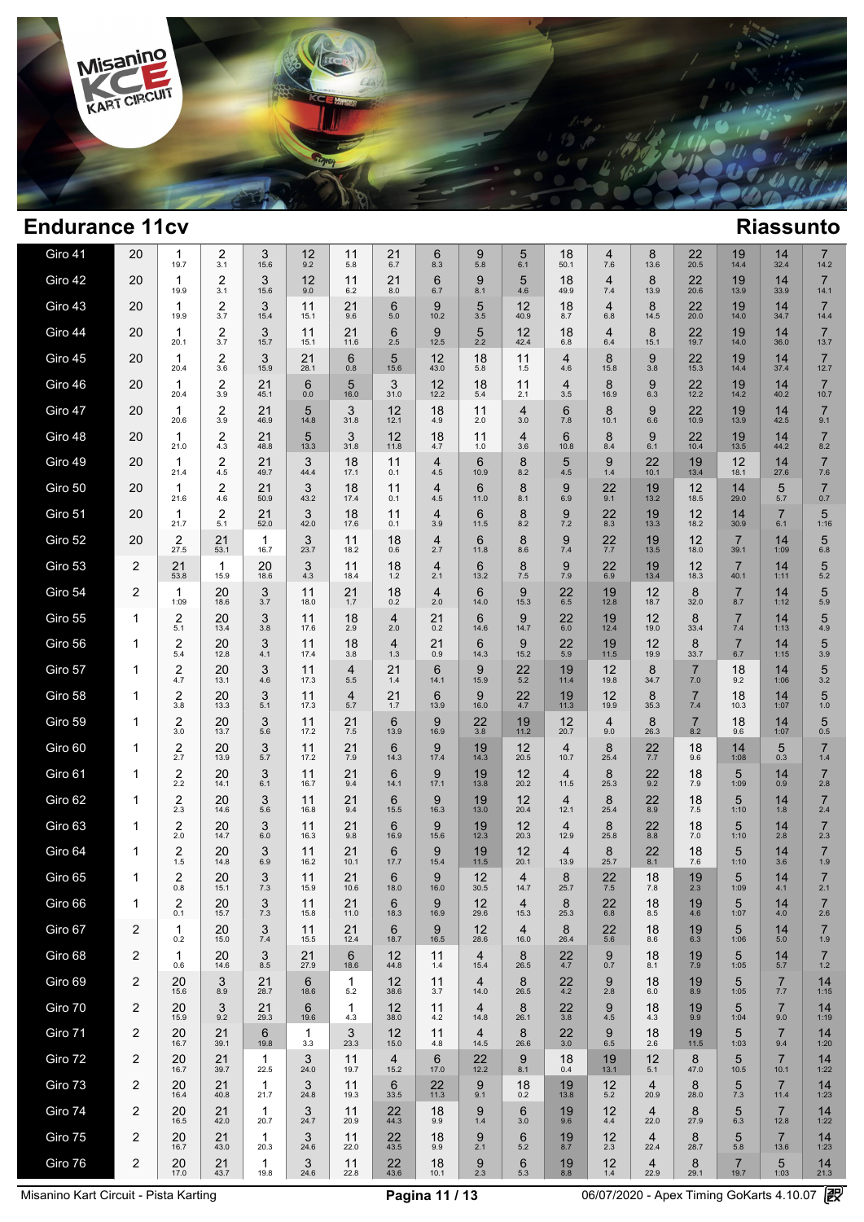## Endurance 11cv

## Riassunto

| Giro | | | | | | | | | | | | | | | | | | | |
|---|---|---|---|---|---|---|---|---|---|---|---|---|---|---|---|---|---|---|---|
| Giro 41 | 20 | 1 19.7 | 2 3.1 | 3 15.6 | 12 9.2 | 11 5.8 | 21 6.7 | 6 8.3 | 9 5.8 | 5 6.1 | 18 50.1 | 4 7.6 | 8 13.6 | 22 20.5 | 19 14.4 | 14 32.4 | 7 14.2 |
| Giro 42 | 20 | 1 19.9 | 2 3.1 | 3 15.6 | 12 9.0 | 11 6.2 | 21 8.0 | 6 6.7 | 9 8.1 | 5 4.6 | 18 49.9 | 4 7.4 | 8 13.9 | 22 20.6 | 19 13.9 | 14 33.9 | 7 14.1 |
| Giro 43 | 20 | 1 19.9 | 2 3.7 | 3 15.4 | 11 15.1 | 21 9.6 | 6 5.0 | 9 10.2 | 5 3.5 | 12 40.9 | 18 8.7 | 4 6.8 | 8 14.5 | 22 20.0 | 19 14.0 | 14 34.7 | 7 14.4 |
| Giro 44 | 20 | 1 20.1 | 2 3.7 | 3 15.7 | 11 15.1 | 21 11.6 | 6 2.5 | 9 12.5 | 5 2.2 | 12 42.4 | 18 6.8 | 4 6.4 | 8 15.1 | 22 19.7 | 19 14.0 | 14 36.0 | 7 13.7 |
| Giro 45 | 20 | 1 20.4 | 2 3.6 | 3 15.9 | 21 28.1 | 6 0.8 | 5 15.6 | 12 43.0 | 18 5.8 | 11 1.5 | 4 4.6 | 8 15.8 | 9 3.8 | 22 15.3 | 19 14.4 | 14 37.4 | 7 12.7 |
| Giro 46 | 20 | 1 20.4 | 2 3.9 | 21 45.1 | 6 0.0 | 5 16.0 | 3 31.0 | 12 12.2 | 18 5.4 | 11 2.1 | 4 3.5 | 8 16.9 | 9 6.3 | 22 12.2 | 19 14.2 | 14 40.2 | 7 10.7 |
| Giro 47 | 20 | 1 20.6 | 2 3.9 | 21 46.9 | 5 14.8 | 3 31.8 | 12 12.1 | 18 4.9 | 11 2.0 | 4 3.0 | 6 7.8 | 8 10.1 | 9 6.6 | 22 10.9 | 19 13.9 | 14 42.5 | 7 9.1 |
| Giro 48 | 20 | 1 21.0 | 2 4.3 | 21 48.8 | 5 13.3 | 3 31.8 | 12 11.8 | 18 4.7 | 11 1.0 | 4 3.6 | 6 10.8 | 8 8.4 | 9 6.1 | 22 10.4 | 19 13.5 | 14 44.2 | 7 8.2 |
| Giro 49 | 20 | 1 21.4 | 2 4.5 | 21 49.7 | 3 44.4 | 18 17.1 | 11 0.1 | 4 4.5 | 6 10.9 | 8 8.2 | 5 4.5 | 9 1.4 | 22 10.1 | 19 13.4 | 12 18.1 | 14 27.6 | 7 7.6 |
| Giro 50 | 20 | 1 21.6 | 2 4.6 | 21 50.9 | 3 43.2 | 18 17.4 | 11 0.1 | 4 4.5 | 6 11.0 | 8 8.1 | 9 6.9 | 22 9.1 | 19 13.2 | 12 18.5 | 14 29.0 | 5 5.7 | 7 0.7 |
| Giro 51 | 20 | 1 21.7 | 2 5.1 | 21 52.0 | 3 42.0 | 18 17.6 | 11 0.1 | 4 3.9 | 6 11.5 | 8 8.2 | 9 7.2 | 22 8.3 | 19 13.3 | 12 18.2 | 14 30.9 | 7 6.1 | 5 1:16 |
| Giro 52 | 20 | 2 27.5 | 21 53.1 | 1 16.7 | 3 23.7 | 11 18.2 | 18 0.6 | 4 2.7 | 6 11.8 | 8 8.6 | 9 7.4 | 22 7.7 | 19 13.5 | 12 18.0 | 7 39.1 | 14 1:09 | 5 6.8 |
| Giro 53 | 2 | 21 53.8 | 1 15.9 | 20 18.6 | 3 4.3 | 11 18.4 | 18 1.2 | 4 2.1 | 6 13.2 | 8 7.5 | 9 7.9 | 22 6.9 | 19 13.4 | 12 18.3 | 7 40.1 | 14 1:11 | 5 5.2 |
| Giro 54 | 2 | 1 1:09 | 20 18.6 | 3 3.7 | 11 18.0 | 21 1.7 | 18 0.2 | 4 2.0 | 6 14.0 | 9 15.3 | 22 6.5 | 19 12.8 | 12 18.7 | 8 32.0 | 7 8.7 | 14 1:12 | 5 5.9 |
| Giro 55 | 1 | 2 5.1 | 20 13.4 | 3 3.8 | 11 17.6 | 18 2.9 | 4 2.0 | 21 0.2 | 6 14.6 | 9 14.7 | 22 6.0 | 19 12.4 | 12 19.0 | 8 33.4 | 7 7.4 | 14 1:13 | 5 4.9 |
| Giro 56 | 1 | 2 5.4 | 20 12.8 | 3 4.1 | 11 17.4 | 18 3.8 | 4 1.3 | 21 0.9 | 6 14.3 | 9 15.2 | 22 5.9 | 19 11.5 | 12 19.9 | 8 33.7 | 7 6.7 | 14 1:15 | 5 3.9 |
| Giro 57 | 1 | 2 4.7 | 20 13.1 | 3 4.6 | 11 17.3 | 4 5.5 | 21 1.4 | 6 14.1 | 9 15.9 | 22 5.2 | 19 11.4 | 12 19.8 | 8 34.7 | 7 7.0 | 18 9.2 | 14 1:06 | 5 3.2 |
| Giro 58 | 1 | 2 3.8 | 20 13.3 | 3 5.1 | 11 17.3 | 4 5.7 | 21 1.7 | 6 13.9 | 9 16.0 | 22 4.7 | 19 11.3 | 12 19.9 | 8 35.3 | 7 7.4 | 18 10.3 | 14 1:07 | 5 1.0 |
| Giro 59 | 1 | 2 3.0 | 20 13.7 | 3 5.6 | 11 17.2 | 21 7.5 | 6 13.9 | 9 16.9 | 22 3.8 | 19 11.2 | 12 20.7 | 4 9.0 | 8 26.3 | 7 8.2 | 18 9.6 | 14 1:07 | 5 0.5 |
| Giro 60 | 1 | 2 2.7 | 20 13.9 | 3 5.7 | 11 17.2 | 21 7.9 | 6 14.3 | 9 17.4 | 19 14.3 | 12 20.5 | 4 10.7 | 8 25.4 | 22 7.7 | 18 9.6 | 14 1:08 | 5 0.3 | 7 1.4 |
| Giro 61 | 1 | 2 2.2 | 20 14.1 | 3 6.1 | 11 16.7 | 21 9.4 | 6 14.1 | 9 17.1 | 19 13.8 | 12 20.2 | 4 11.5 | 8 25.3 | 22 9.2 | 18 7.9 | 5 1:09 | 14 0.9 | 7 2.8 |
| Giro 62 | 1 | 2 2.3 | 20 14.6 | 3 5.6 | 11 16.8 | 21 9.4 | 6 15.5 | 9 16.3 | 19 13.0 | 12 20.4 | 4 12.1 | 8 25.4 | 22 8.9 | 18 7.5 | 5 1:10 | 14 1.8 | 7 2.4 |
| Giro 63 | 1 | 2 2.0 | 20 14.7 | 3 6.0 | 11 16.3 | 21 9.8 | 6 16.9 | 9 15.6 | 19 12.3 | 12 20.3 | 4 12.9 | 8 25.8 | 22 8.8 | 18 7.0 | 5 1:10 | 14 2.8 | 7 2.3 |
| Giro 64 | 1 | 2 1.5 | 20 14.8 | 3 6.9 | 11 16.2 | 21 10.1 | 6 17.7 | 9 15.4 | 19 11.5 | 12 20.1 | 4 13.9 | 8 25.7 | 22 8.1 | 18 7.6 | 5 1:10 | 14 3.6 | 7 1.9 |
| Giro 65 | 1 | 2 0.8 | 20 15.1 | 3 7.3 | 11 15.9 | 21 10.6 | 6 18.0 | 9 16.0 | 12 30.5 | 4 14.7 | 8 25.7 | 22 7.5 | 18 7.8 | 19 2.3 | 5 1:09 | 14 4.1 | 7 2.1 |
| Giro 66 | 1 | 2 0.1 | 20 15.7 | 3 7.3 | 11 15.8 | 21 11.0 | 6 18.3 | 9 16.9 | 12 29.6 | 4 15.3 | 8 25.3 | 22 6.8 | 18 8.5 | 19 4.6 | 5 1:07 | 14 4.0 | 7 2.6 |
| Giro 67 | 2 | 1 0.2 | 20 15.0 | 3 7.4 | 11 15.5 | 21 12.4 | 6 18.7 | 9 16.5 | 12 28.6 | 4 16.0 | 8 26.4 | 22 5.6 | 18 8.8 | 19 6.3 | 5 1:06 | 14 5.0 | 7 1.9 |
| Giro 68 | 2 | 1 0.6 | 20 14.6 | 3 8.5 | 21 27.9 | 6 18.6 | 12 44.8 | 11 1.4 | 4 15.4 | 8 26.5 | 22 4.7 | 9 0.7 | 18 8.1 | 19 7.9 | 5 1:05 | 14 5.7 | 7 1.2 |
| Giro 69 | 2 | 20 15.6 | 3 8.9 | 21 28.7 | 6 18.6 | 1 5.2 | 12 38.6 | 11 3.7 | 4 14.0 | 8 26.5 | 22 4.2 | 9 2.8 | 18 6.0 | 19 8.9 | 5 1:05 | 7 7.7 | 14 1:15 |
| Giro 70 | 2 | 20 15.9 | 3 9.2 | 21 29.3 | 6 19.6 | 1 4.3 | 12 38.0 | 11 4.2 | 4 14.8 | 8 26.1 | 22 3.8 | 9 4.5 | 18 4.3 | 19 9.9 | 5 1:04 | 7 9.0 | 14 1:19 |
| Giro 71 | 2 | 20 16.7 | 21 39.1 | 6 19.8 | 1 3.3 | 3 23.3 | 12 15.0 | 11 4.8 | 4 14.5 | 8 26.6 | 22 3.0 | 9 6.5 | 18 2.6 | 19 11.5 | 5 1:03 | 7 9.4 | 14 1:20 |
| Giro 72 | 2 | 20 16.7 | 21 39.7 | 1 22.5 | 3 24.0 | 11 19.7 | 4 15.2 | 6 17.0 | 22 12.2 | 9 8.1 | 18 0.4 | 19 13.1 | 12 5.1 | 8 47.0 | 5 10.5 | 7 10.1 | 14 1:22 |
| Giro 73 | 2 | 20 16.4 | 21 40.8 | 1 21.7 | 3 24.8 | 11 19.3 | 6 33.5 | 22 11.3 | 9 9.1 | 18 0.2 | 19 13.8 | 12 5.2 | 4 20.9 | 8 28.0 | 5 7.3 | 7 11.4 | 14 1:23 |
| Giro 74 | 2 | 20 16.5 | 21 42.0 | 1 20.7 | 3 24.7 | 11 20.9 | 22 44.3 | 18 9.9 | 9 1.4 | 6 3.0 | 19 9.6 | 12 4.4 | 4 22.0 | 8 27.9 | 5 6.3 | 7 12.8 | 14 1:22 |
| Giro 75 | 2 | 20 16.7 | 21 43.0 | 1 20.3 | 3 24.6 | 11 22.0 | 22 43.5 | 18 9.9 | 9 2.1 | 6 5.2 | 19 8.7 | 12 2.3 | 4 22.4 | 8 28.7 | 5 5.8 | 7 13.6 | 14 1:23 |
| Giro 76 | 2 | 20 17.0 | 21 43.7 | 1 19.8 | 3 24.6 | 11 22.8 | 22 43.6 | 18 10.1 | 9 2.3 | 6 5.3 | 19 8.8 | 12 1.4 | 4 22.9 | 8 29.1 | 7 19.7 | 5 1:03 | 14 21.3 |

Misanino Kart Circuit - Pista Karting | 06/07/2020 - Apex Timing GoKarts 4.10.07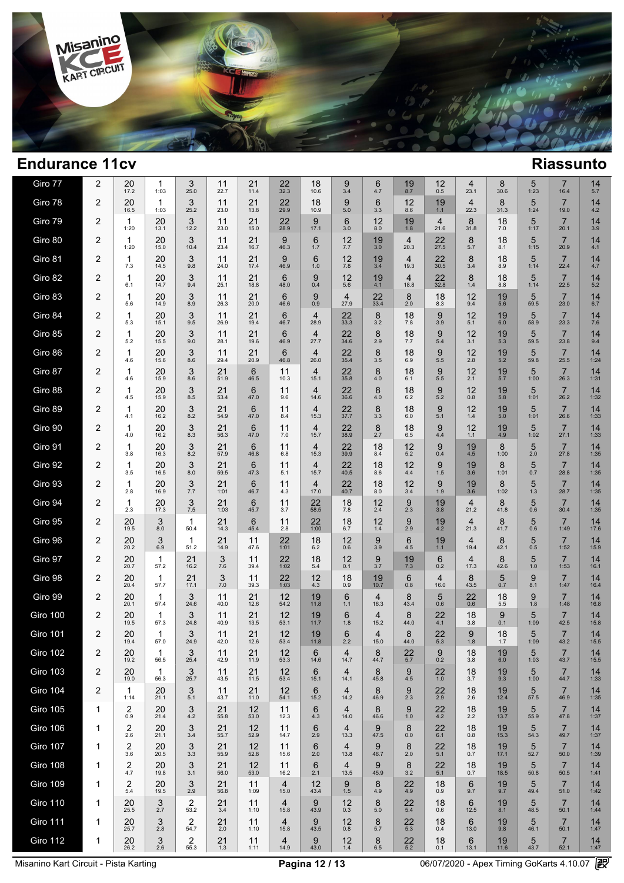## Endurance 11cv

## Riassunto

| Giro | | | | | | | | | | | | | | | | | | |
|---|---|---|---|---|---|---|---|---|---|---|---|---|---|---|---|---|---|---|
| Giro 77 | 2 | 20 17.2 | 1 1:03 | 3 25.0 | 11 22.7 | 21 11.4 | 22 32.3 | 18 10.6 | 9 3.4 | 6 4.7 | 19 8.7 | 12 0.5 | 4 23.1 | 8 30.6 | 5 1:23 | 7 16.4 | 14 5.7 |
| Giro 78 | 2 | 20 16.5 | 1 1:03 | 3 25.2 | 11 23.0 | 21 13.8 | 22 29.9 | 18 10.9 | 9 5.0 | 6 3.3 | 12 8.6 | 19 1.1 | 4 22.3 | 8 31.3 | 5 1:24 | 7 19.0 | 14 4.2 |
| Giro 79 | 2 | 1 1:20 | 20 13.1 | 3 12.2 | 11 23.0 | 21 15.0 | 22 28.9 | 9 17.1 | 6 3.0 | 12 8.0 | 19 1.8 | 4 21.6 | 8 31.8 | 18 7.0 | 5 1:17 | 7 20.1 | 14 3.9 |
| Giro 80 | 2 | 1 1:20 | 20 15.0 | 3 10.4 | 11 23.4 | 21 16.7 | 9 46.3 | 6 1.7 | 12 7.7 | 19 3.0 | 4 20.3 | 22 27.5 | 8 5.7 | 18 8.1 | 5 1:15 | 7 20.9 | 14 4.1 |
| Giro 81 | 2 | 1 7.3 | 20 14.5 | 3 9.8 | 11 24.0 | 21 17.4 | 9 46.9 | 6 1.0 | 12 7.8 | 19 3.4 | 4 19.3 | 22 30.5 | 8 3.4 | 18 8.9 | 5 1:14 | 7 22.4 | 14 4.7 |
| Giro 82 | 2 | 1 6.1 | 20 14.7 | 3 9.4 | 11 25.1 | 21 18.8 | 6 48.0 | 9 0.4 | 12 5.6 | 19 4.1 | 4 18.8 | 22 32.8 | 8 1.4 | 18 8.8 | 5 1:14 | 7 22.5 | 14 5.2 |
| Giro 83 | 2 | 1 5.6 | 20 14.9 | 3 8.9 | 11 26.3 | 21 20.0 | 6 46.6 | 9 0.9 | 4 27.9 | 22 33.4 | 8 2.0 | 18 8.3 | 12 9.4 | 19 5.6 | 5 59.5 | 7 23.0 | 14 6.7 |
| Giro 84 | 2 | 1 5.3 | 20 15.1 | 3 9.5 | 11 26.9 | 21 19.4 | 6 46.7 | 4 28.9 | 22 33.3 | 8 3.2 | 18 7.8 | 9 3.9 | 12 5.1 | 19 6.0 | 5 58.9 | 7 23.3 | 14 7.6 |
| Giro 85 | 2 | 1 5.2 | 20 15.5 | 3 9.0 | 11 28.1 | 21 19.6 | 6 46.9 | 4 27.7 | 22 34.6 | 8 2.9 | 18 7.7 | 9 5.4 | 12 3.1 | 19 5.3 | 5 59.5 | 7 23.8 | 14 9.4 |
| Giro 86 | 2 | 1 4.6 | 20 15.6 | 3 8.6 | 11 29.4 | 21 20.9 | 6 46.8 | 4 26.0 | 22 35.4 | 8 3.5 | 18 6.9 | 9 5.5 | 12 2.8 | 19 5.2 | 5 59.8 | 7 25.5 | 14 1:24 |
| Giro 87 | 2 | 1 4.6 | 20 15.9 | 3 8.6 | 21 51.9 | 6 46.5 | 11 10.3 | 4 15.1 | 22 35.8 | 8 4.0 | 18 6.1 | 9 5.5 | 12 2.1 | 19 5.7 | 5 1:00 | 7 26.3 | 14 1:31 |
| Giro 88 | 2 | 1 4.5 | 20 15.9 | 3 8.5 | 21 53.4 | 6 47.0 | 11 9.6 | 4 14.6 | 22 36.6 | 8 4.0 | 18 6.2 | 9 5.2 | 12 0.8 | 19 5.8 | 5 1:01 | 7 26.2 | 14 1:32 |
| Giro 89 | 2 | 1 4.1 | 20 16.2 | 3 8.2 | 21 54.9 | 6 47.0 | 11 8.4 | 4 15.3 | 22 37.7 | 8 3.3 | 18 6.0 | 9 5.1 | 12 1.4 | 19 5.0 | 5 1:01 | 7 26.6 | 14 1:33 |
| Giro 90 | 2 | 1 4.0 | 20 16.2 | 3 8.3 | 21 56.3 | 6 47.0 | 11 7.0 | 4 15.7 | 22 38.9 | 8 2.7 | 18 6.5 | 9 4.4 | 12 1.1 | 19 4.9 | 5 1:02 | 7 27.1 | 14 1:33 |
| Giro 91 | 2 | 1 3.8 | 20 16.3 | 3 8.2 | 21 57.9 | 6 46.8 | 11 6.8 | 4 15.3 | 22 39.9 | 18 8.4 | 12 5.2 | 9 0.4 | 19 4.5 | 8 1:00 | 5 2.0 | 7 27.8 | 14 1:35 |
| Giro 92 | 2 | 1 3.5 | 20 16.5 | 3 8.0 | 21 59.5 | 6 47.3 | 11 5.1 | 4 15.7 | 22 40.5 | 18 8.6 | 12 4.4 | 9 1.5 | 19 3.6 | 8 1:01 | 5 0.7 | 7 28.8 | 14 1:35 |
| Giro 93 | 2 | 1 2.8 | 20 16.9 | 3 7.7 | 21 1:01 | 6 46.7 | 11 4.3 | 4 17.0 | 22 40.7 | 18 8.0 | 12 3.4 | 9 1.9 | 19 3.6 | 8 1:02 | 5 1.3 | 7 28.7 | 14 1:35 |
| Giro 94 | 2 | 1 2.3 | 20 17.3 | 3 7.5 | 21 1:03 | 6 45.7 | 11 3.7 | 22 58.5 | 18 7.8 | 12 2.4 | 9 2.3 | 19 3.8 | 4 21.2 | 8 41.8 | 5 0.6 | 7 30.4 | 14 1:35 |
| Giro 95 | 2 | 20 19.5 | 3 8.0 | 1 50.4 | 21 14.3 | 6 45.4 | 11 2.8 | 22 1:00 | 18 6.7 | 12 1.4 | 9 2.9 | 19 4.2 | 4 21.3 | 8 41.7 | 5 0.6 | 7 1:49 | 14 17.6 |
| Giro 96 | 2 | 20 20.2 | 3 6.9 | 1 51.2 | 21 14.9 | 11 47.6 | 22 1:01 | 18 6.2 | 12 0.6 | 9 3.9 | 6 4.5 | 19 1.1 | 4 19.4 | 8 42.1 | 5 0.5 | 7 1:52 | 14 15.9 |
| Giro 97 | 2 | 20 20.7 | 1 57.2 | 21 16.2 | 3 7.6 | 11 39.4 | 22 1:02 | 18 5.4 | 12 0.1 | 9 3.7 | 19 7.3 | 6 0.2 | 4 17.3 | 8 42.6 | 5 1.0 | 7 1:53 | 14 16.1 |
| Giro 98 | 2 | 20 20.4 | 1 57.7 | 21 17.1 | 3 7.0 | 11 39.3 | 22 1:03 | 12 4.3 | 18 0.9 | 19 10.7 | 6 0.8 | 4 16.0 | 8 43.5 | 5 0.7 | 9 8.1 | 7 1:47 | 14 16.4 |
| Giro 99 | 2 | 20 20.1 | 1 57.4 | 3 24.6 | 11 40.0 | 21 12.6 | 12 54.2 | 19 11.8 | 6 1.1 | 4 16.3 | 8 43.4 | 5 0.6 | 22 0.6 | 18 5.5 | 9 1.8 | 7 1:48 | 14 16.8 |
| Giro 100 | 2 | 20 19.5 | 1 57.3 | 3 24.8 | 11 40.9 | 21 13.5 | 12 53.1 | 19 11.7 | 6 1.8 | 4 15.2 | 8 44.0 | 22 4.1 | 18 3.8 | 9 0.1 | 5 1:09 | 7 42.5 | 14 15.8 |
| Giro 101 | 2 | 20 19.4 | 1 57.0 | 3 24.9 | 11 42.0 | 21 12.6 | 12 53.4 | 19 11.8 | 6 2.2 | 4 15.0 | 8 44.0 | 22 5.3 | 9 1.8 | 18 1.7 | 5 1:09 | 7 43.2 | 14 15.5 |
| Giro 102 | 2 | 20 19.2 | 1 56.5 | 3 25.4 | 11 42.9 | 21 11.9 | 12 53.3 | 6 14.6 | 4 14.7 | 8 44.7 | 22 5.7 | 9 0.2 | 18 3.8 | 19 6.0 | 5 1:03 | 7 43.7 | 14 15.5 |
| Giro 103 | 2 | 20 19.0 | 1 56.3 | 3 25.7 | 11 43.5 | 21 11.5 | 12 53.4 | 6 15.1 | 4 14.1 | 8 45.8 | 9 4.5 | 22 1.0 | 18 3.7 | 19 9.3 | 5 1:00 | 7 44.7 | 14 1:33 |
| Giro 104 | 2 | 1 1:14 | 20 21.1 | 3 5.1 | 11 43.7 | 21 11.0 | 12 54.1 | 6 15.2 | 4 14.2 | 8 46.9 | 9 2.3 | 22 2.9 | 18 2.6 | 19 12.4 | 5 57.5 | 7 46.9 | 14 1:35 |
| Giro 105 | 1 | 2 0.9 | 20 21.4 | 3 4.2 | 21 55.8 | 12 53.0 | 11 12.3 | 6 4.3 | 4 14.0 | 8 46.6 | 9 1.0 | 22 4.2 | 18 2.2 | 19 13.7 | 5 55.9 | 7 47.8 | 14 1:37 |
| Giro 106 | 1 | 2 2.6 | 20 21.1 | 3 3.4 | 21 55.7 | 12 52.9 | 11 14.7 | 6 2.9 | 4 13.3 | 9 47.5 | 8 0.0 | 22 6.1 | 18 0.8 | 19 15.3 | 5 54.3 | 7 49.7 | 14 1:37 |
| Giro 107 | 1 | 2 3.6 | 20 20.5 | 3 3.3 | 21 55.9 | 12 52.8 | 11 15.6 | 6 2.0 | 4 13.8 | 9 46.7 | 8 2.0 | 22 5.1 | 18 0.7 | 19 17.1 | 5 52.7 | 7 50.0 | 14 1:39 |
| Giro 108 | 1 | 2 4.7 | 20 19.8 | 3 3.1 | 21 56.0 | 12 53.0 | 11 16.2 | 6 2.1 | 4 13.5 | 9 45.9 | 8 3.2 | 22 5.1 | 18 0.7 | 19 18.5 | 5 50.8 | 7 50.5 | 14 1:41 |
| Giro 109 | 1 | 2 5.4 | 20 19.5 | 3 2.9 | 21 56.8 | 11 1:09 | 4 15.0 | 12 43.4 | 9 1.5 | 8 4.9 | 22 4.9 | 18 0.9 | 6 9.7 | 19 9.7 | 5 49.4 | 7 51.0 | 14 1:42 |
| Giro 110 | 1 | 20 25.5 | 3 2.7 | 2 53.2 | 21 3.4 | 11 1:10 | 4 15.8 | 9 43.9 | 12 0.3 | 8 5.0 | 22 5.4 | 18 0.6 | 6 12.5 | 19 8.1 | 5 48.5 | 7 50.1 | 14 1:44 |
| Giro 111 | 1 | 20 25.7 | 3 2.8 | 2 54.7 | 21 2.0 | 11 1:10 | 4 15.8 | 9 43.5 | 12 0.8 | 8 5.7 | 22 5.3 | 18 0.4 | 6 13.0 | 19 9.8 | 5 46.1 | 7 50.1 | 14 1:47 |
| Giro 112 | 1 | 20 26.2 | 3 2.6 | 2 55.3 | 21 1.3 | 11 1:11 | 4 14.9 | 9 43.0 | 12 1.4 | 8 6.5 | 22 5.2 | 18 0.1 | 6 13.1 | 19 11.6 | 5 43.7 | 7 52.1 | 14 1:47 |

Misanino Kart Circuit - Pista Karting | 06/07/2020 - Apex Timing GoKarts 4.10.07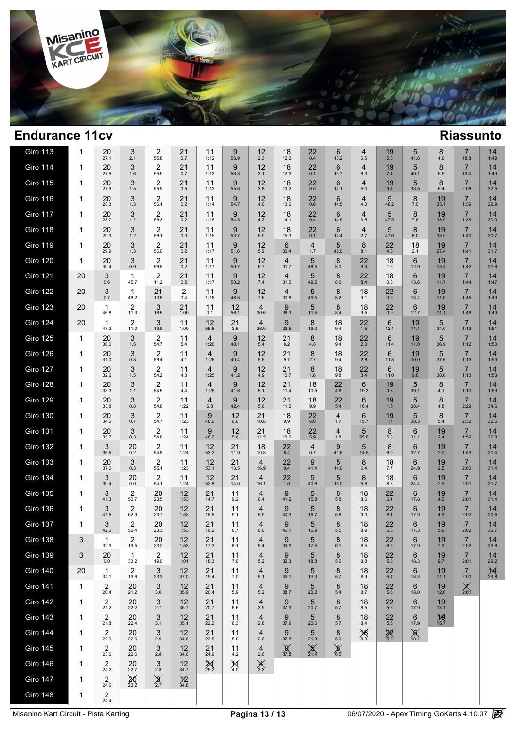## Endurance 11cv

## Riassunto

| | | | | | | | | | | | | | | | | | |
|---|---|---|---|---|---|---|---|---|---|---|---|---|---|---|---|---|---|
| Giro 113 | 1 | 20 27.1 | 3 2.1 | 2 55.8 | 21 0.7 | 11 1:12 | 9 56.9 | 12 2.3 | 18 12.2 | 22 0.4 | 6 13.2 | 4 6.5 | 19 6.3 | 5 41.6 | 8 4.6 | 7 48.8 | 14 1:49 |
| Giro 114 | 1 | 20 27.6 | 3 1.6 | 2 55.9 | 21 0.7 | 11 1:13 | 9 56.3 | 12 3.1 | 18 12.9 | 22 0.1 | 6 13.7 | 4 6.3 | 19 7.4 | 5 40.1 | 8 5.5 | 7 49.4 | 14 1:49 |
| Giro 115 | 1 | 20 27.9 | 3 1.5 | 2 55.9 | 21 0.5 | 11 1:13 | 9 55.6 | 12 3.8 | 18 13.2 | 22 0.5 | 6 14.1 | 4 5.0 | 19 9.4 | 5 38.5 | 8 6.4 | 7 2:08 | 14 32.5 |
| Giro 116 | 1 | 20 28.3 | 3 1.3 | 2 56.1 | 21 0.2 | 11 1:14 | 9 54.7 | 12 4.0 | 18 13.6 | 22 0.6 | 6 14.5 | 4 4.0 | 5 48.2 | 8 7.0 | 19 33.1 | 7 1:39 | 14 29.9 |
| Giro 117 | 1 | 20 28.7 | 3 1.2 | 2 56.3 | 21 0.2 | 11 1:15 | 9 54.3 | 12 4.2 | 18 14.1 | 22 0.4 | 6 14.9 | 4 3.5 | 5 47.5 | 8 7.6 | 19 33.9 | 7 1:39 | 14 30.0 |
| Giro 118 | 1 | 20 29.3 | 3 1.2 | 2 56.1 | 21 0.3 | 11 1:15 | 9 53.7 | 12 5.0 | 18 15.3 | 22 0.1 | 6 14.4 | 4 2.7 | 5 47.6 | 8 8.0 | 19 33.9 | 7 1:40 | 14 30.7 |
| Giro 119 | 1 | 20 29.9 | 3 1.3 | 2 56.0 | 21 0.2 | 11 1:17 | 9 51.6 | 12 5.9 | 6 30.4 | 4 1.7 | 5 48.0 | 8 8.1 | 22 4.3 | 18 2.1 | 19 27.4 | 7 1:41 | 14 31.7 |
| Giro 120 | 1 | 20 30.4 | 3 0.9 | 2 56.5 | 21 0.2 | 11 1:17 | 9 50.7 | 12 6.7 | 4 31.7 | 5 48.5 | 8 8.0 | 22 6.3 | 18 1.6 | 6 12.9 | 19 13.4 | 7 1:42 | 14 31.8 |
| Giro 121 | 20 | 3 0.6 | 1 45.7 | 2 11.2 | 21 0.2 | 11 1:17 | 9 50.2 | 12 7.4 | 4 31.2 | 5 49.2 | 8 8.0 | 22 8.4 | 18 0.3 | 6 13.6 | 19 11.7 | 7 1:44 | 14 1:47 |
| Giro 122 | 20 | 3 0.7 | 1 46.2 | 21 10.8 | 2 0.4 | 11 1:18 | 9 48.5 | 12 7.6 | 4 30.8 | 5 49.5 | 8 8.2 | 18 9.1 | 22 0.6 | 6 13.4 | 19 11.0 | 7 1:45 | 14 1:49 |
| Giro 123 | 20 | 1 46.8 | 2 11.3 | 3 18.5 | 21 1:00 | 11 0.1 | 12 56.1 | 4 30.6 | 9 38.3 | 5 11.5 | 8 8.4 | 18 9.5 | 22 0.9 | 6 12.7 | 19 11.1 | 7 1:46 | 14 1:49 |
| Giro 124 | 20 | 1 47.2 | 2 11.0 | 3 19.9 | 11 1:00 | 12 55.5 | 21 3.5 | 4 26.9 | 9 39.5 | 8 19.0 | 18 9.4 | 22 1.5 | 6 12.1 | 19 11.1 | 5 34.0 | 7 1:13 | 14 1:51 |
| Giro 125 | 1 | 20 30.0 | 3 1.5 | 2 54.7 | 11 5.4 | 4 1:26 | 9 40.1 | 12 5.4 | 21 8.2 | 8 4.8 | 18 9.4 | 22 2.0 | 6 11.4 | 19 11.0 | 5 36.9 | 7 1:12 | 14 1:50 |
| Giro 126 | 1 | 20 31.0 | 3 0.3 | 2 56.4 | 11 4.1 | 4 1:26 | 9 40.4 | 12 5.6 | 21 9.7 | 8 2.7 | 18 9.4 | 22 2.8 | 6 11.8 | 19 10.0 | 5 37.6 | 7 1:13 | 14 1:53 |
| Giro 127 | 1 | 20 32.6 | 3 1.5 | 2 54.2 | 11 4.3 | 4 1:25 | 9 41.2 | 12 4.9 | 21 10.7 | 8 1.6 | 18 9.8 | 22 3.4 | 6 11.0 | 19 9.8 | 5 38.6 | 7 1:13 | 14 1:53 |
| Giro 128 | 1 | 20 33.3 | 3 1.1 | 2 54.5 | 11 4.4 | 4 1:25 | 9 41.6 | 12 5.1 | 21 11.4 | 18 10.5 | 22 4.6 | 6 19.3 | 19 0.3 | 5 39.1 | 8 4.1 | 7 1:10 | 14 1:53 |
| Giro 129 | 1 | 20 33.8 | 3 0.8 | 2 54.8 | 11 1:22 | 4 6.8 | 9 42.4 | 12 5.6 | 21 11.2 | 18 9.9 | 22 5.4 | 6 18.4 | 19 1.5 | 5 38.4 | 8 4.8 | 7 2:29 | 14 34.6 |
| Giro 130 | 1 | 20 34.6 | 3 0.7 | 2 54.7 | 11 1:23 | 9 48.6 | 12 6.0 | 21 10.8 | 18 9.9 | 22 6.0 | 4 1.7 | 6 15.7 | 19 1.7 | 5 38.3 | 8 5.4 | 7 2:32 | 14 32.6 |
| Giro 131 | 1 | 20 35.7 | 3 0.3 | 2 54.8 | 11 1:24 | 9 48.6 | 12 5.6 | 21 11.5 | 18 10.2 | 22 5.9 | 4 1.8 | 5 55.8 | 8 5.3 | 6 31.1 | 19 2.4 | 7 1:59 | 14 32.8 |
| Giro 132 | 1 | 3 36.5 | 20 0.2 | 2 54.8 | 11 1:24 | 12 53.2 | 21 11.9 | 18 10.8 | 22 6.4 | 4 0.7 | 9 41.6 | 5 14.5 | 8 6.0 | 6 32.7 | 19 2.0 | 7 1:59 | 14 31.4 |
| Giro 133 | 1 | 20 37.6 | 3 0.3 | 2 55.1 | 11 1:23 | 12 53.1 | 21 13.5 | 4 16.9 | 22 0.4 | 9 41.4 | 5 14.0 | 8 6.4 | 18 7.7 | 6 24.9 | 19 2.5 | 7 2:00 | 14 31.4 |
| Giro 134 | 1 | 3 39.4 | 20 0.0 | 2 54.1 | 11 1:24 | 12 52.8 | 21 14.0 | 4 16.1 | 22 1.0 | 9 40.6 | 5 15.0 | 8 5.8 | 18 8.3 | 6 24.4 | 19 2.9 | 7 2:01 | 14 31.7 |
| Giro 135 | 1 | 3 41.3 | 2 52.7 | 20 23.5 | 12 1:53 | 21 14.7 | 11 9.2 | 4 6.4 | 9 41.2 | 5 15.8 | 8 5.8 | 18 8.6 | 22 6.1 | 6 17.8 | 19 4.0 | 7 2:01 | 14 31.4 |
| Giro 136 | 1 | 3 41.5 | 2 52.9 | 20 23.7 | 12 1:53 | 21 15.5 | 11 9.1 | 4 5.9 | 9 40.3 | 5 16.7 | 8 5.6 | 18 9.0 | 22 6.1 | 6 17.9 | 19 4.9 | 7 2:02 | 14 30.8 |
| Giro 137 | 1 | 3 42.6 | 2 52.4 | 20 23.3 | 12 1:53 | 21 16.2 | 11 8.7 | 4 6.0 | 9 40.1 | 5 16.9 | 8 5.5 | 18 8.9 | 22 6.8 | 6 17.3 | 19 5.9 | 7 2:02 | 14 30.7 |
| Giro 138 | 3 | 1 32.9 | 2 19.5 | 20 23.2 | 12 1:53 | 21 17.3 | 11 8.1 | 4 5.4 | 9 39.9 | 5 17.5 | 8 6.1 | 18 8.5 | 22 6.5 | 6 17.9 | 19 7.9 | 7 2:02 | 14 29.6 |
| Giro 139 | 3 | 20 0.0 | 1 33.2 | 2 19.0 | 12 1:01 | 21 18.3 | 11 7.6 | 4 5.2 | 9 39.3 | 5 18.8 | 8 5.6 | 18 8.8 | 22 5.8 | 6 18.3 | 19 9.7 | 7 2:01 | 14 29.2 |
| Giro 140 | 20 | 1 34.1 | 2 19.6 | 3 23.3 | 12 37.0 | 21 19.4 | 11 7.0 | 4 5.1 | 9 39.1 | 5 19.3 | 8 5.7 | 18 8.9 | 22 5.4 | 6 18.3 | 19 11.1 | 7 2:00 | 14 29.8 |
| Giro 141 | 1 | 2 20.4 | 20 21.2 | 3 3.0 | 12 35.9 | 21 20.4 | 11 5.9 | 4 5.2 | 9 38.7 | 5 20.2 | 8 5.4 | 18 8.7 | 22 5.6 | 6 18.0 | 19 12.0 | 7 2:01 | |
| Giro 142 | 1 | 2 21.2 | 20 22.2 | 3 2.7 | 12 35.7 | 21 20.7 | 11 6.6 | 4 3.9 | 9 37.9 | 5 20.7 | 8 5.7 | 18 8.5 | 22 5.6 | 6 17.9 | 19 13.1 | | |
| Giro 143 | 1 | 2 21.8 | 20 22.4 | 3 3.1 | 12 35.1 | 21 22.2 | 11 6.3 | 4 2.8 | 9 37.9 | 5 20.6 | 8 5.7 | 18 8.4 | 22 5.6 | 6 17.9 | 19 15.7 | | |
| Giro 144 | 1 | 2 22.9 | 20 22.6 | 3 2.9 | 12 34.8 | 21 23.5 | 11 5.0 | 4 2.6 | 9 37.8 | 5 21.3 | 8 5.6 | 18 8.3 | 22 5.6 | 6 18.1 | | | |
| Giro 145 | 1 | 2 23.6 | 20 22.6 | 3 2.8 | 12 34.6 | 21 24.9 | 11 4.2 | 4 2.6 | 9 37.8 | 5 21.4 | 8 6.5 | | | | | | |
| Giro 146 | 1 | 2 24.2 | 20 22.7 | 3 2.8 | 12 34.7 | 21 25.2 | 11 4.0 | 4 3.3 | | | | | | | | | |
| Giro 147 | 1 | 2 24.6 | 20 23.2 | 3 2.7 | 12 34.8 | | | | | | | | | | | | |
| Giro 148 | 1 | 2 24.4 | | | | | | | | | | | | | | | |

Misanino Kart Circuit - Pista Karting

06/07/2020 - Apex Timing GoKarts 4.10.07